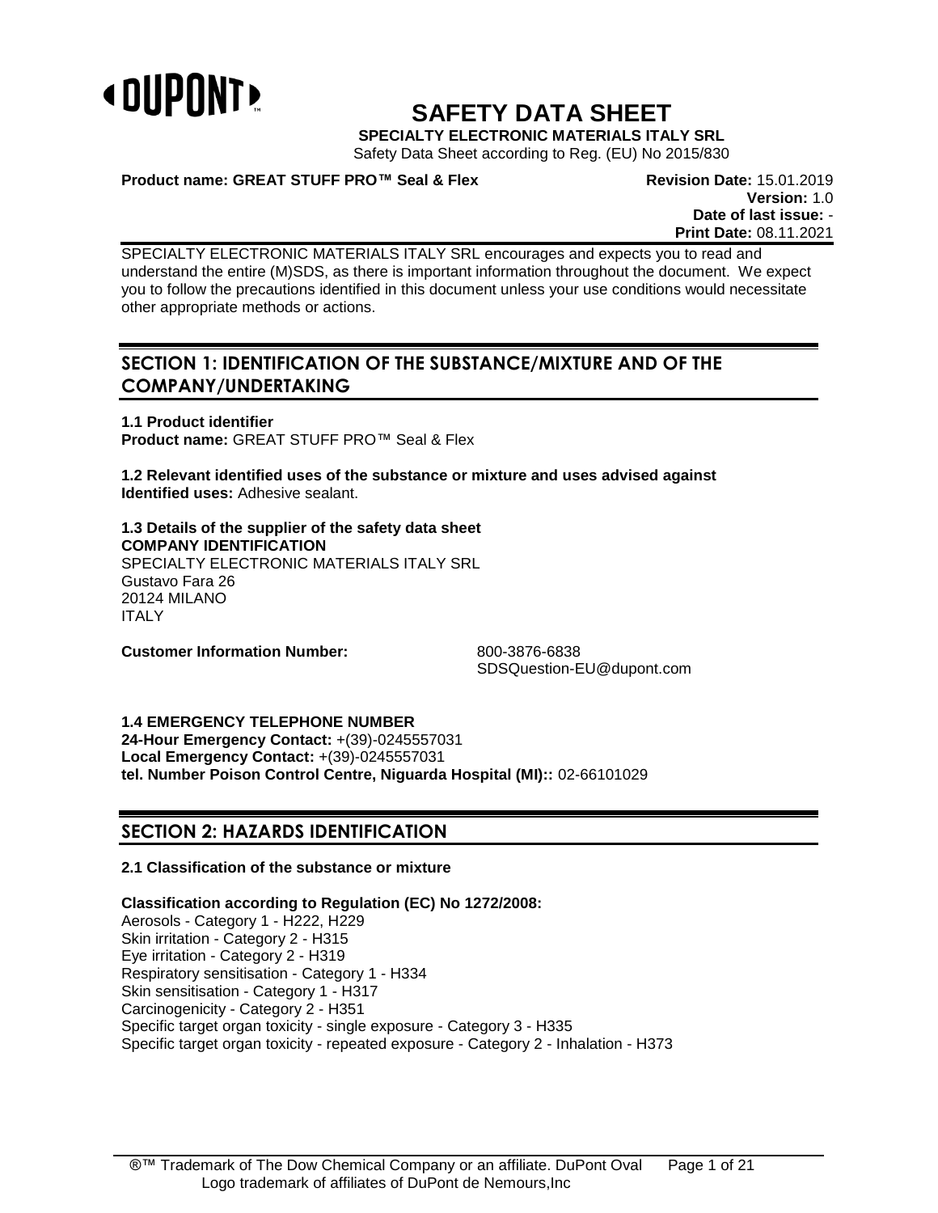# SAFETY DATA SHEET

**SPECIALTY ELECTRONIC MATERIALS ITALY SRL**

Safety Data Sheet according to Reg. (EU) No 2015/830

**Product name: GREAT STUFF PRO™ Seal & Flex**

**Revision Date:** 15.01.2019
**Version:** 1.0
**Date of last issue:** -
**Print Date:** 08.11.2021

SPECIALTY ELECTRONIC MATERIALS ITALY SRL encourages and expects you to read and understand the entire (M)SDS, as there is important information throughout the document. We expect you to follow the precautions identified in this document unless your use conditions would necessitate other appropriate methods or actions.

## SECTION 1: IDENTIFICATION OF THE SUBSTANCE/MIXTURE AND OF THE COMPANY/UNDERTAKING

**1.1 Product identifier**
**Product name:** GREAT STUFF PRO™ Seal & Flex

**1.2 Relevant identified uses of the substance or mixture and uses advised against**
**Identified uses:** Adhesive sealant.

**1.3 Details of the supplier of the safety data sheet**
**COMPANY IDENTIFICATION**
SPECIALTY ELECTRONIC MATERIALS ITALY SRL
Gustavo Fara 26
20124 MILANO
ITALY

**Customer Information Number:** 800-3876-6838
SDSQuestion-EU@dupont.com

**1.4 EMERGENCY TELEPHONE NUMBER**
**24-Hour Emergency Contact:** +(39)-0245557031
**Local Emergency Contact:** +(39)-0245557031
**tel. Number Poison Control Centre, Niguarda Hospital (MI)::** 02-66101029

## SECTION 2: HAZARDS IDENTIFICATION

**2.1 Classification of the substance or mixture**

**Classification according to Regulation (EC) No 1272/2008:**
Aerosols - Category 1 - H222, H229
Skin irritation - Category 2 - H315
Eye irritation - Category 2 - H319
Respiratory sensitisation - Category 1 - H334
Skin sensitisation - Category 1 - H317
Carcinogenicity - Category 2 - H351
Specific target organ toxicity - single exposure - Category 3 - H335
Specific target organ toxicity - repeated exposure - Category 2 - Inhalation - H373

®™ Trademark of The Dow Chemical Company or an affiliate. DuPont Oval Logo trademark of affiliates of DuPont de Nemours,Inc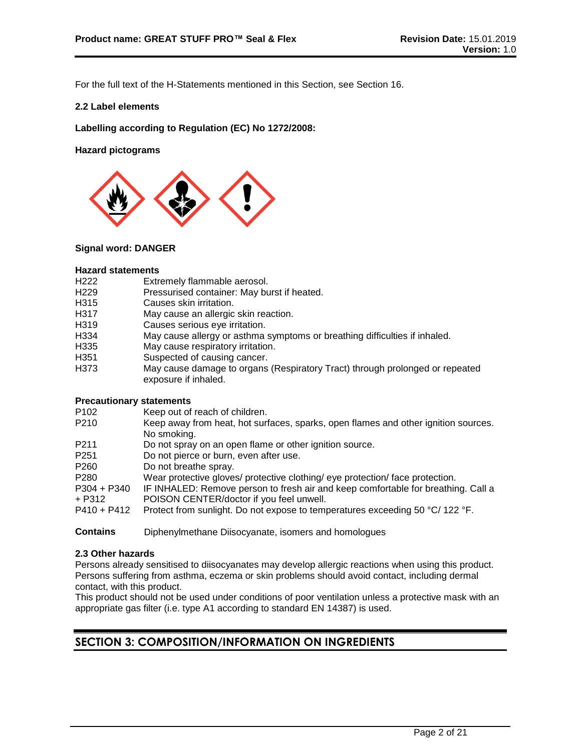For the full text of the H-Statements mentioned in this Section, see Section 16.

### 2.2 Label elements

**Labelling according to Regulation (EC) No 1272/2008:**

**Hazard pictograms**

**Signal word: DANGER**

**Hazard statements**

| | |
|---|---|
| H222 | Extremely flammable aerosol. |
| H229 | Pressurised container: May burst if heated. |
| H315 | Causes skin irritation. |
| H317 | May cause an allergic skin reaction. |
| H319 | Causes serious eye irritation. |
| H334 | May cause allergy or asthma symptoms or breathing difficulties if inhaled. |
| H335 | May cause respiratory irritation. |
| H351 | Suspected of causing cancer. |
| H373 | May cause damage to organs (Respiratory Tract) through prolonged or repeated exposure if inhaled. |

**Precautionary statements**

| | |
|---|---|
| P102 | Keep out of reach of children. |
| P210 | Keep away from heat, hot surfaces, sparks, open flames and other ignition sources. No smoking. |
| P211 | Do not spray on an open flame or other ignition source. |
| P251 | Do not pierce or burn, even after use. |
| P260 | Do not breathe spray. |
| P280 | Wear protective gloves/ protective clothing/ eye protection/ face protection. |
| P304 + P340 + P312 | IF INHALED: Remove person to fresh air and keep comfortable for breathing. Call a POISON CENTER/doctor if you feel unwell. |
| P410 + P412 | Protect from sunlight. Do not expose to temperatures exceeding 50 °C/ 122 °F. |

**Contains** Diphenylmethane Diisocyanate, isomers and homologues

### 2.3 Other hazards

Persons already sensitised to diisocyanates may develop allergic reactions when using this product. Persons suffering from asthma, eczema or skin problems should avoid contact, including dermal contact, with this product.
This product should not be used under conditions of poor ventilation unless a protective mask with an appropriate gas filter (i.e. type A1 according to standard EN 14387) is used.

## SECTION 3: COMPOSITION/INFORMATION ON INGREDIENTS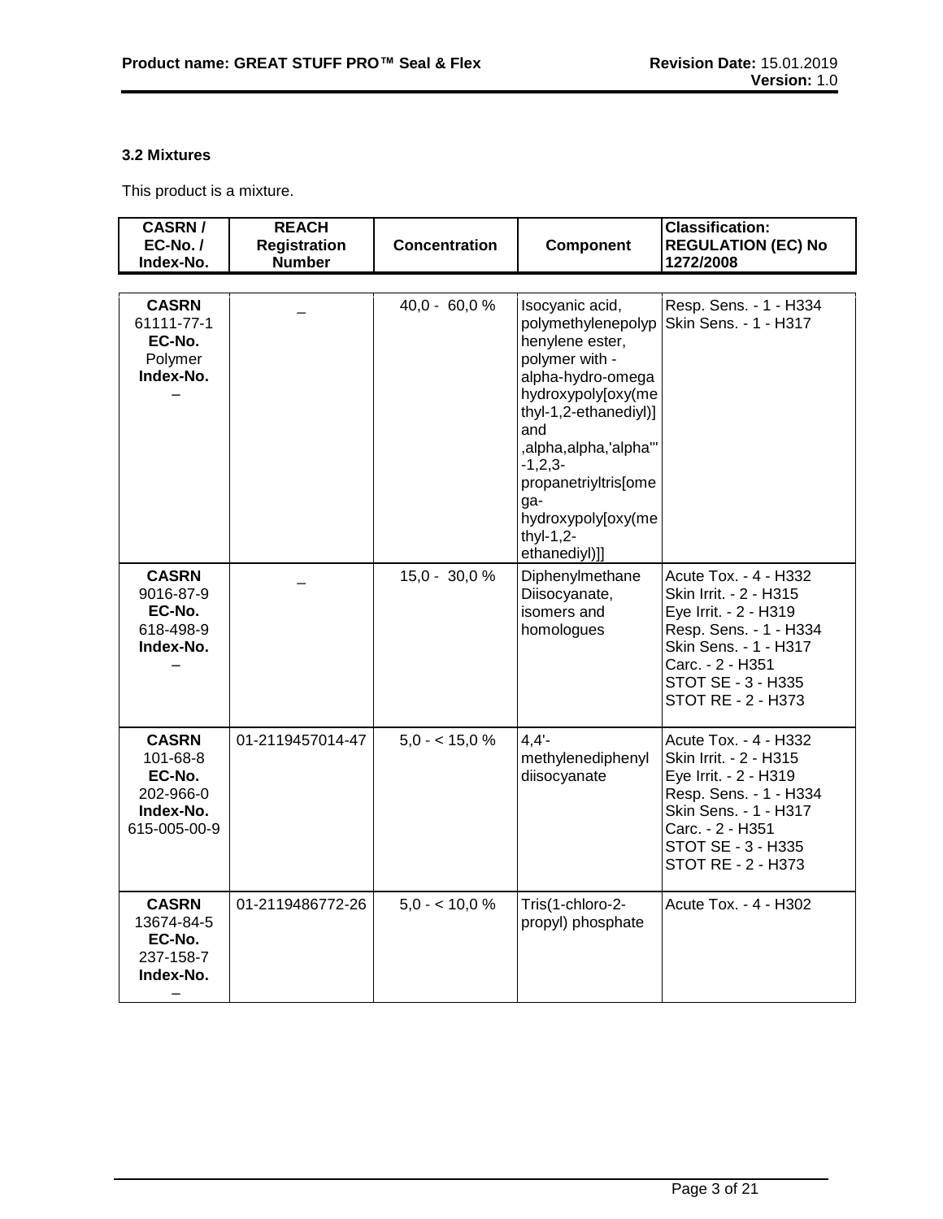### 3.2 Mixtures

This product is a mixture.

| CASRN / EC-No. / Index-No. | REACH Registration Number | Concentration | Component | Classification: REGULATION (EC) No 1272/2008 |
|---|---|---|---|---|
| **CASRN** 61111-77-1 **EC-No.** Polymer **Index-No.** – | – | 40,0 - 60,0 % | Isocyanic acid, polymethylenepolyphenylene ester, polymer with -alpha-hydro-omegahydroxypoly[oxy(methyl-1,2-ethanediyl)] and ,alpha,alpha,'alpha'''-1,2,3-propanetriyltris[omega-hydroxypoly[oxy(methyl-1,2-ethanediyl)]] | Resp. Sens. - 1 - H334<br>Skin Sens. - 1 - H317 |
| **CASRN** 9016-87-9 **EC-No.** 618-498-9 **Index-No.** – | – | 15,0 - 30,0 % | Diphenylmethane Diisocyanate, isomers and homologues | Acute Tox. - 4 - H332<br>Skin Irrit. - 2 - H315<br>Eye Irrit. - 2 - H319<br>Resp. Sens. - 1 - H334<br>Skin Sens. - 1 - H317<br>Carc. - 2 - H351<br>STOT SE - 3 - H335<br>STOT RE - 2 - H373 |
| **CASRN** 101-68-8 **EC-No.** 202-966-0 **Index-No.** 615-005-00-9 | 01-2119457014-47 | 5,0 - < 15,0 % | 4,4'-methylenediphenyl diisocyanate | Acute Tox. - 4 - H332<br>Skin Irrit. - 2 - H315<br>Eye Irrit. - 2 - H319<br>Resp. Sens. - 1 - H334<br>Skin Sens. - 1 - H317<br>Carc. - 2 - H351<br>STOT SE - 3 - H335<br>STOT RE - 2 - H373 |
| **CASRN** 13674-84-5 **EC-No.** 237-158-7 **Index-No.** – | 01-2119486772-26 | 5,0 - < 10,0 % | Tris(1-chloro-2-propyl) phosphate | Acute Tox. - 4 - H302 |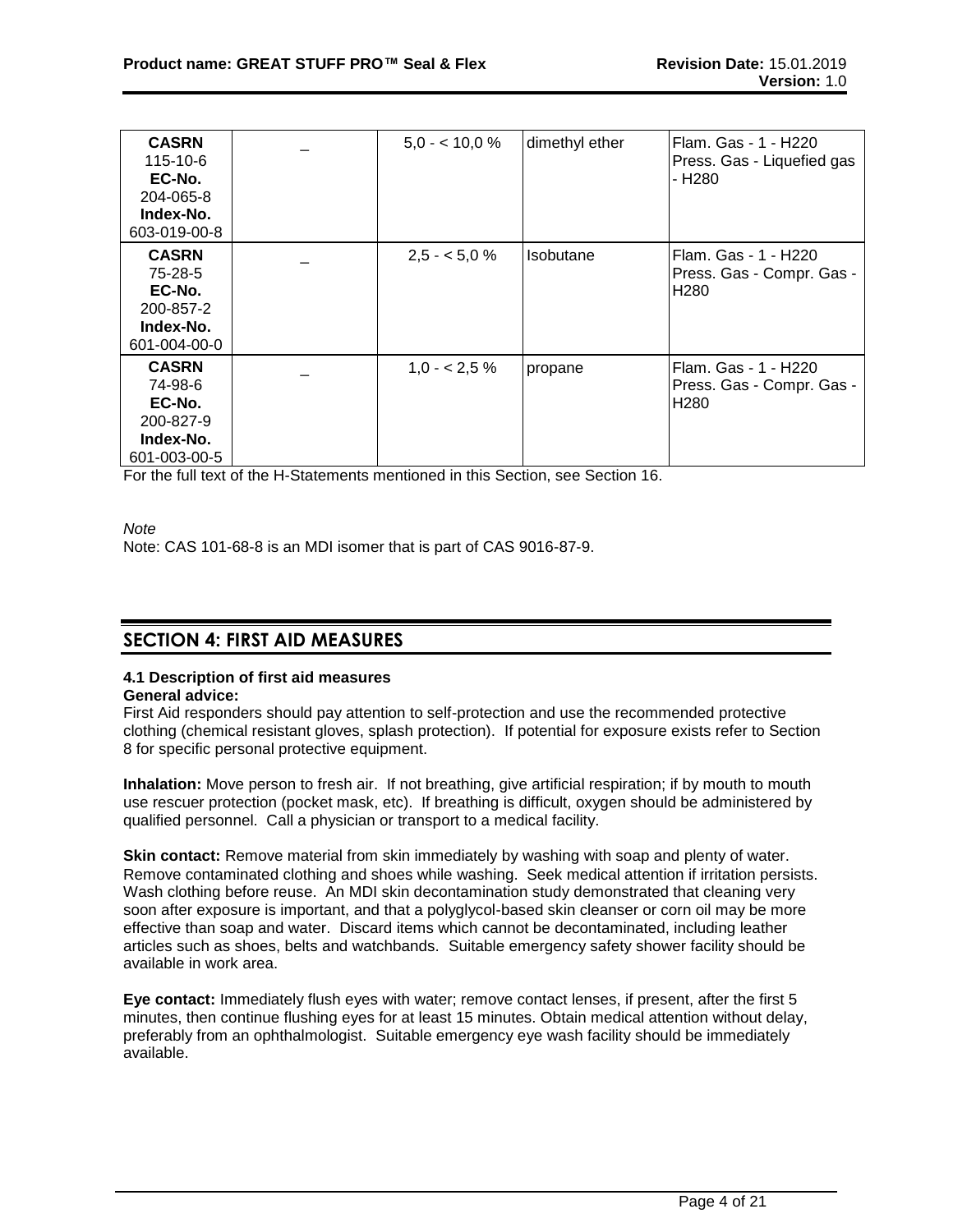| | | | | |
|---|---|---|---|---|
| **CASRN**<br>115-10-6<br>**EC-No.**<br>204-065-8<br>**Index-No.**<br>603-019-00-8 | _ | 5,0 - < 10,0 % | dimethyl ether | Flam. Gas - 1 - H220<br>Press. Gas - Liquefied gas - H280 |
| **CASRN**<br>75-28-5<br>**EC-No.**<br>200-857-2<br>**Index-No.**<br>601-004-00-0 | _ | 2,5 - < 5,0 % | Isobutane | Flam. Gas - 1 - H220<br>Press. Gas - Compr. Gas - H280 |
| **CASRN**<br>74-98-6<br>**EC-No.**<br>200-827-9<br>**Index-No.**<br>601-003-00-5 | _ | 1,0 - < 2,5 % | propane | Flam. Gas - 1 - H220<br>Press. Gas - Compr. Gas - H280 |

For the full text of the H-Statements mentioned in this Section, see Section 16.

*Note*

Note: CAS 101-68-8 is an MDI isomer that is part of CAS 9016-87-9.

## SECTION 4: FIRST AID MEASURES

### 4.1 Description of first aid measures

**General advice:**

First Aid responders should pay attention to self-protection and use the recommended protective clothing (chemical resistant gloves, splash protection). If potential for exposure exists refer to Section 8 for specific personal protective equipment.

**Inhalation:** Move person to fresh air. If not breathing, give artificial respiration; if by mouth to mouth use rescuer protection (pocket mask, etc). If breathing is difficult, oxygen should be administered by qualified personnel. Call a physician or transport to a medical facility.

**Skin contact:** Remove material from skin immediately by washing with soap and plenty of water. Remove contaminated clothing and shoes while washing. Seek medical attention if irritation persists. Wash clothing before reuse. An MDI skin decontamination study demonstrated that cleaning very soon after exposure is important, and that a polyglycol-based skin cleanser or corn oil may be more effective than soap and water. Discard items which cannot be decontaminated, including leather articles such as shoes, belts and watchbands. Suitable emergency safety shower facility should be available in work area.

**Eye contact:** Immediately flush eyes with water; remove contact lenses, if present, after the first 5 minutes, then continue flushing eyes for at least 15 minutes. Obtain medical attention without delay, preferably from an ophthalmologist. Suitable emergency eye wash facility should be immediately available.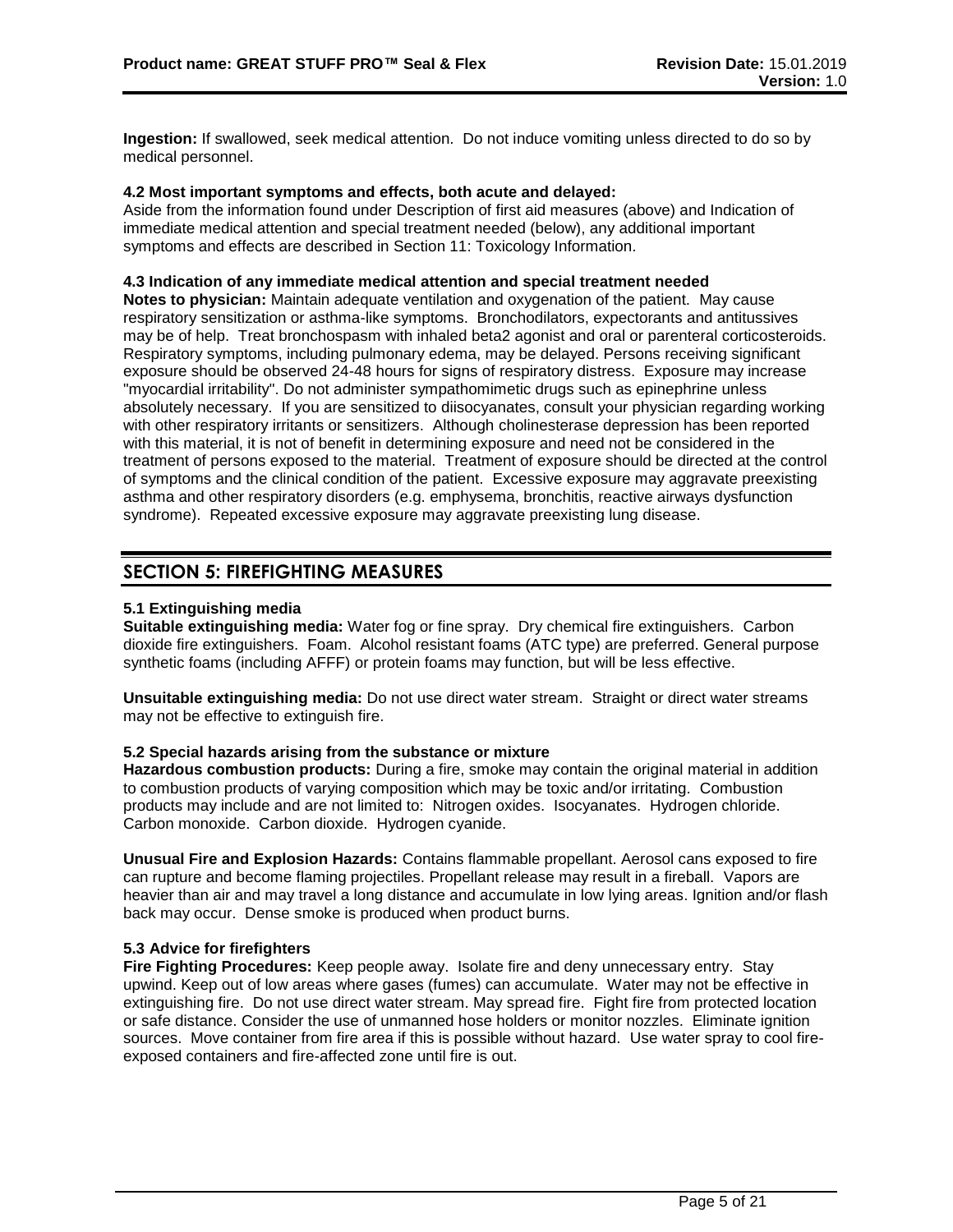**Ingestion:** If swallowed, seek medical attention. Do not induce vomiting unless directed to do so by medical personnel.

**4.2 Most important symptoms and effects, both acute and delayed:**
Aside from the information found under Description of first aid measures (above) and Indication of immediate medical attention and special treatment needed (below), any additional important symptoms and effects are described in Section 11: Toxicology Information.

**4.3 Indication of any immediate medical attention and special treatment needed**
**Notes to physician:** Maintain adequate ventilation and oxygenation of the patient. May cause respiratory sensitization or asthma-like symptoms. Bronchodilators, expectorants and antitussives may be of help. Treat bronchospasm with inhaled beta2 agonist and oral or parenteral corticosteroids. Respiratory symptoms, including pulmonary edema, may be delayed. Persons receiving significant exposure should be observed 24-48 hours for signs of respiratory distress. Exposure may increase "myocardial irritability". Do not administer sympathomimetic drugs such as epinephrine unless absolutely necessary. If you are sensitized to diisocyanates, consult your physician regarding working with other respiratory irritants or sensitizers. Although cholinesterase depression has been reported with this material, it is not of benefit in determining exposure and need not be considered in the treatment of persons exposed to the material. Treatment of exposure should be directed at the control of symptoms and the clinical condition of the patient. Excessive exposure may aggravate preexisting asthma and other respiratory disorders (e.g. emphysema, bronchitis, reactive airways dysfunction syndrome). Repeated excessive exposure may aggravate preexisting lung disease.

## SECTION 5: FIREFIGHTING MEASURES

**5.1 Extinguishing media**
**Suitable extinguishing media:** Water fog or fine spray. Dry chemical fire extinguishers. Carbon dioxide fire extinguishers. Foam. Alcohol resistant foams (ATC type) are preferred. General purpose synthetic foams (including AFFF) or protein foams may function, but will be less effective.

**Unsuitable extinguishing media:** Do not use direct water stream. Straight or direct water streams may not be effective to extinguish fire.

**5.2 Special hazards arising from the substance or mixture**
**Hazardous combustion products:** During a fire, smoke may contain the original material in addition to combustion products of varying composition which may be toxic and/or irritating. Combustion products may include and are not limited to: Nitrogen oxides. Isocyanates. Hydrogen chloride. Carbon monoxide. Carbon dioxide. Hydrogen cyanide.

**Unusual Fire and Explosion Hazards:** Contains flammable propellant. Aerosol cans exposed to fire can rupture and become flaming projectiles. Propellant release may result in a fireball. Vapors are heavier than air and may travel a long distance and accumulate in low lying areas. Ignition and/or flash back may occur. Dense smoke is produced when product burns.

**5.3 Advice for firefighters**
**Fire Fighting Procedures:** Keep people away. Isolate fire and deny unnecessary entry. Stay upwind. Keep out of low areas where gases (fumes) can accumulate. Water may not be effective in extinguishing fire. Do not use direct water stream. May spread fire. Fight fire from protected location or safe distance. Consider the use of unmanned hose holders or monitor nozzles. Eliminate ignition sources. Move container from fire area if this is possible without hazard. Use water spray to cool fire-exposed containers and fire-affected zone until fire is out.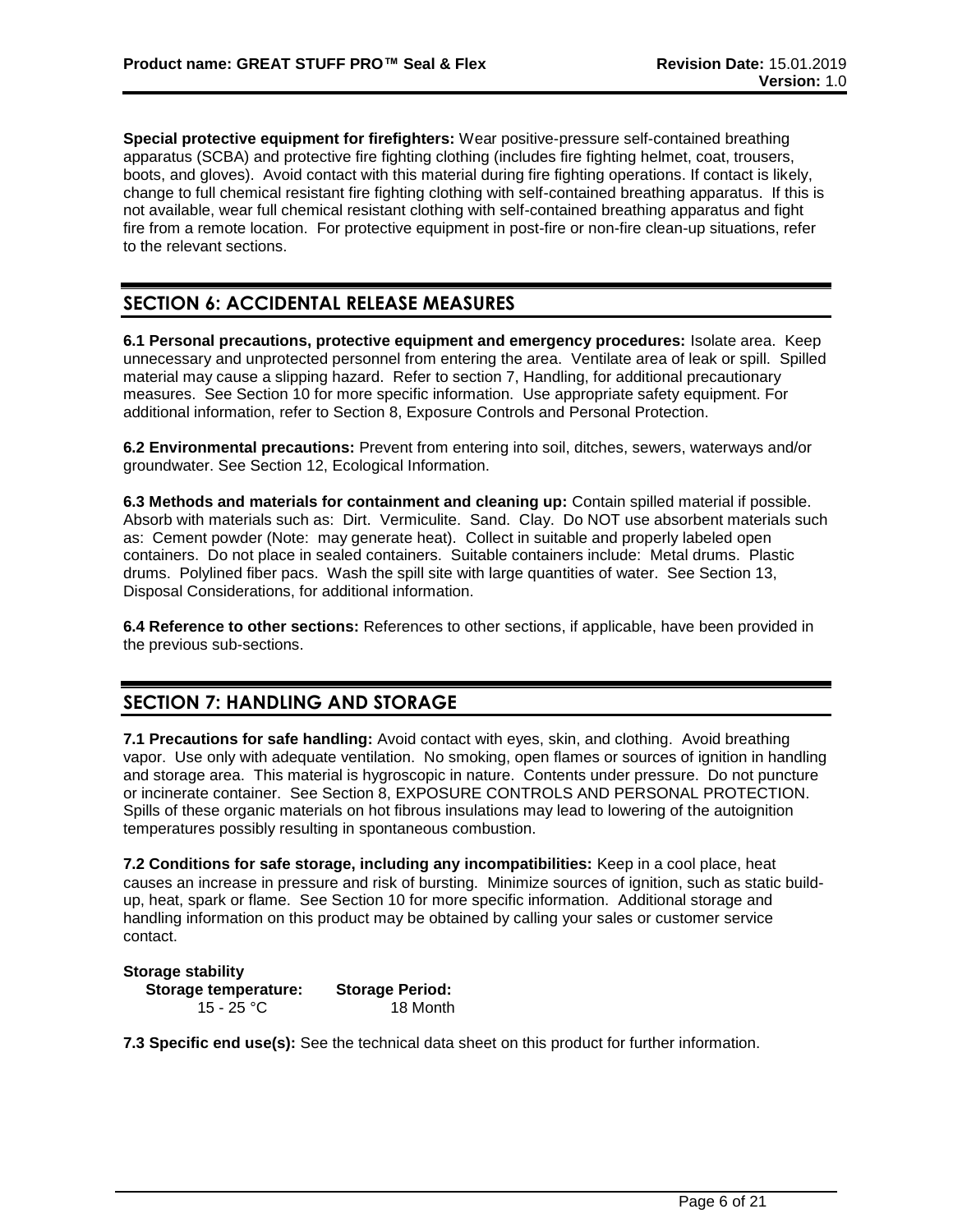**Special protective equipment for firefighters:** Wear positive-pressure self-contained breathing apparatus (SCBA) and protective fire fighting clothing (includes fire fighting helmet, coat, trousers, boots, and gloves). Avoid contact with this material during fire fighting operations. If contact is likely, change to full chemical resistant fire fighting clothing with self-contained breathing apparatus. If this is not available, wear full chemical resistant clothing with self-contained breathing apparatus and fight fire from a remote location. For protective equipment in post-fire or non-fire clean-up situations, refer to the relevant sections.

## SECTION 6: ACCIDENTAL RELEASE MEASURES

**6.1 Personal precautions, protective equipment and emergency procedures:** Isolate area. Keep unnecessary and unprotected personnel from entering the area. Ventilate area of leak or spill. Spilled material may cause a slipping hazard. Refer to section 7, Handling, for additional precautionary measures. See Section 10 for more specific information. Use appropriate safety equipment. For additional information, refer to Section 8, Exposure Controls and Personal Protection.

**6.2 Environmental precautions:** Prevent from entering into soil, ditches, sewers, waterways and/or groundwater. See Section 12, Ecological Information.

**6.3 Methods and materials for containment and cleaning up:** Contain spilled material if possible. Absorb with materials such as: Dirt. Vermiculite. Sand. Clay. Do NOT use absorbent materials such as: Cement powder (Note: may generate heat). Collect in suitable and properly labeled open containers. Do not place in sealed containers. Suitable containers include: Metal drums. Plastic drums. Polylined fiber pacs. Wash the spill site with large quantities of water. See Section 13, Disposal Considerations, for additional information.

**6.4 Reference to other sections:** References to other sections, if applicable, have been provided in the previous sub-sections.

## SECTION 7: HANDLING AND STORAGE

**7.1 Precautions for safe handling:** Avoid contact with eyes, skin, and clothing. Avoid breathing vapor. Use only with adequate ventilation. No smoking, open flames or sources of ignition in handling and storage area. This material is hygroscopic in nature. Contents under pressure. Do not puncture or incinerate container. See Section 8, EXPOSURE CONTROLS AND PERSONAL PROTECTION. Spills of these organic materials on hot fibrous insulations may lead to lowering of the autoignition temperatures possibly resulting in spontaneous combustion.

**7.2 Conditions for safe storage, including any incompatibilities:** Keep in a cool place, heat causes an increase in pressure and risk of bursting. Minimize sources of ignition, such as static build-up, heat, spark or flame. See Section 10 for more specific information. Additional storage and handling information on this product may be obtained by calling your sales or customer service contact.

**Storage stability**

| Storage temperature: | Storage Period: |
|---|---|
| 15 - 25 °C | 18 Month |

**7.3 Specific end use(s):** See the technical data sheet on this product for further information.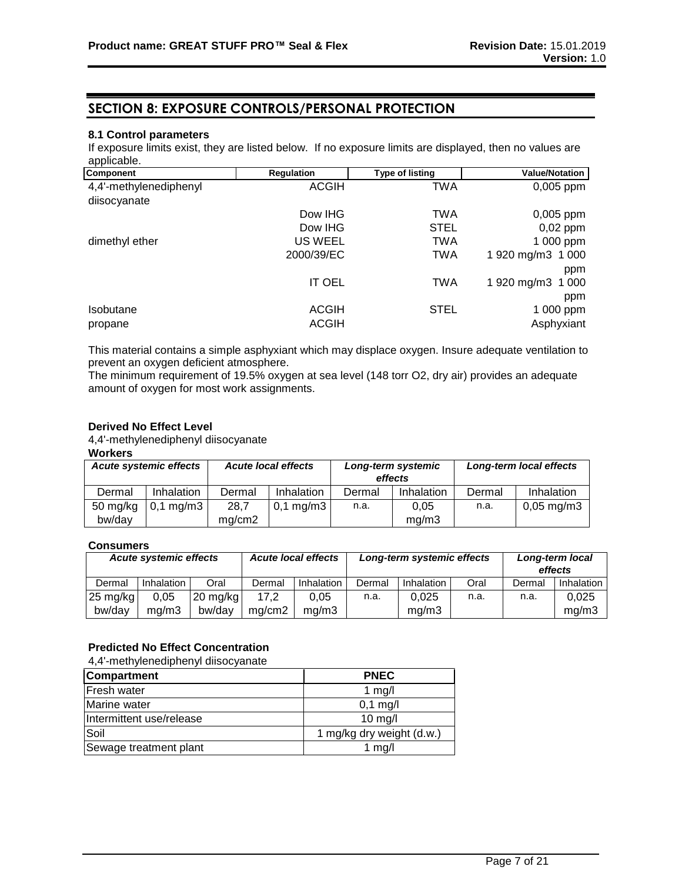## SECTION 8: EXPOSURE CONTROLS/PERSONAL PROTECTION

### 8.1 Control parameters

If exposure limits exist, they are listed below. If no exposure limits are displayed, then no values are applicable.

| Component | Regulation | Type of listing | Value/Notation |
|---|---|---|---|
| 4,4'-methylenediphenyl diisocyanate | ACGIH | TWA | 0,005 ppm |
| | Dow IHG | TWA | 0,005 ppm |
| | Dow IHG | STEL | 0,02 ppm |
| dimethyl ether | US WEEL | TWA | 1 000 ppm |
| | 2000/39/EC | TWA | 1 920 mg/m3 1 000 ppm |
| | IT OEL | TWA | 1 920 mg/m3 1 000 ppm |
| Isobutane | ACGIH | STEL | 1 000 ppm |
| propane | ACGIH | | Asphyxiant |

This material contains a simple asphyxiant which may displace oxygen. Insure adequate ventilation to prevent an oxygen deficient atmosphere.
The minimum requirement of 19.5% oxygen at sea level (148 torr O2, dry air) provides an adequate amount of oxygen for most work assignments.

**Derived No Effect Level**
4,4'-methylenediphenyl diisocyanate
**Workers**

| *Acute systemic effects* | | *Acute local effects* | | *Long-term systemic effects* | | *Long-term local effects* | |
|---|---|---|---|---|---|---|---|
| Dermal | Inhalation | Dermal | Inhalation | Dermal | Inhalation | Dermal | Inhalation |
| 50 mg/kg bw/day | 0,1 mg/m3 | 28,7 mg/cm2 | 0,1 mg/m3 | n.a. | 0,05 mg/m3 | n.a. | 0,05 mg/m3 |

**Consumers**

| *Acute systemic effects* | | | *Acute local effects* | | *Long-term systemic effects* | | | *Long-term local effects* | |
|---|---|---|---|---|---|---|---|---|---|
| Dermal | Inhalation | Oral | Dermal | Inhalation | Dermal | Inhalation | Oral | Dermal | Inhalation |
| 25 mg/kg bw/day | 0,05 mg/m3 | 20 mg/kg bw/day | 17,2 mg/cm2 | 0,05 mg/m3 | n.a. | 0,025 mg/m3 | n.a. | n.a. | 0,025 mg/m3 |

**Predicted No Effect Concentration**
4,4'-methylenediphenyl diisocyanate

| Compartment | PNEC |
|---|---|
| Fresh water | 1 mg/l |
| Marine water | 0,1 mg/l |
| Intermittent use/release | 10 mg/l |
| Soil | 1 mg/kg dry weight (d.w.) |
| Sewage treatment plant | 1 mg/l |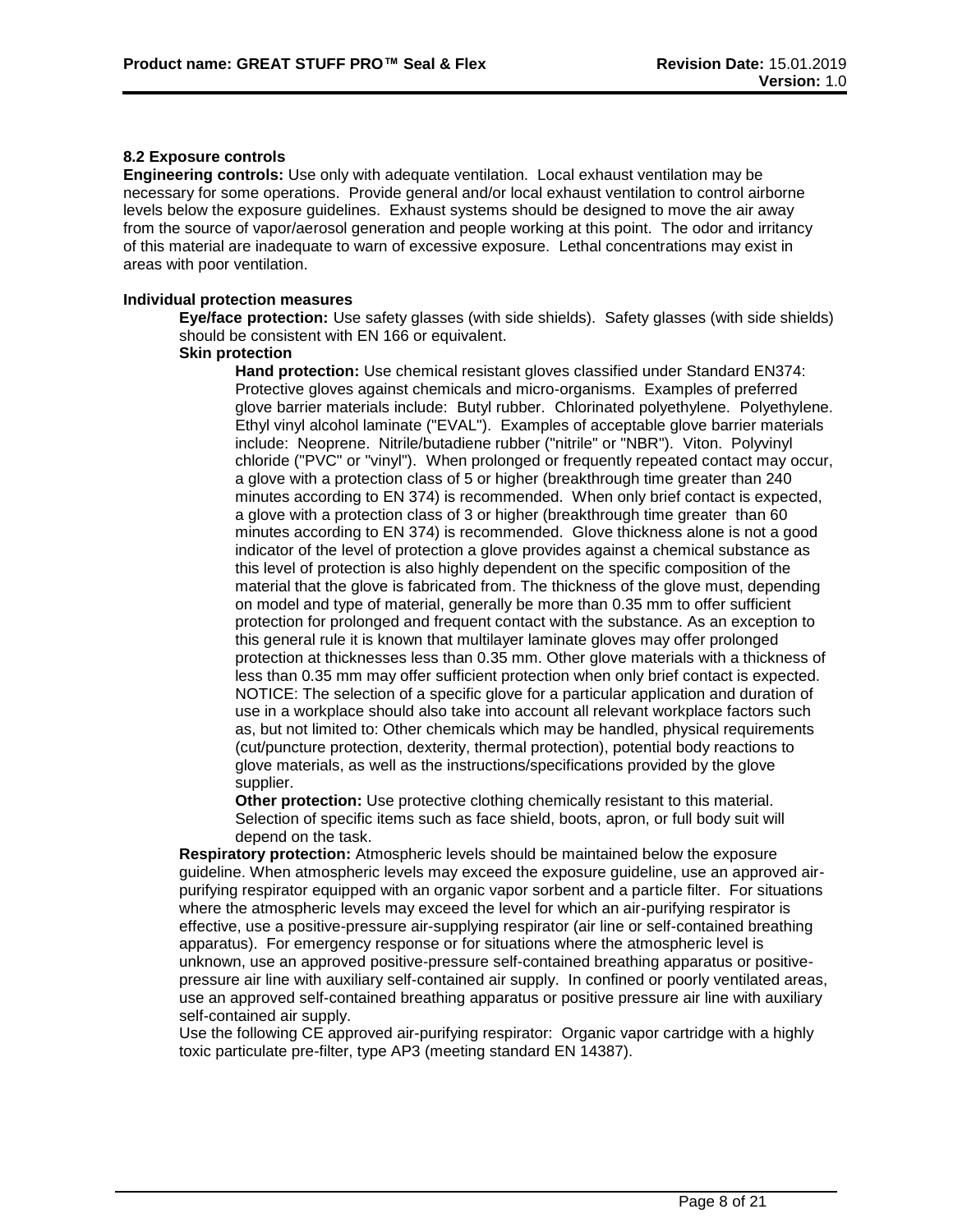### 8.2 Exposure controls

**Engineering controls:** Use only with adequate ventilation. Local exhaust ventilation may be necessary for some operations. Provide general and/or local exhaust ventilation to control airborne levels below the exposure guidelines. Exhaust systems should be designed to move the air away from the source of vapor/aerosol generation and people working at this point. The odor and irritancy of this material are inadequate to warn of excessive exposure. Lethal concentrations may exist in areas with poor ventilation.

**Individual protection measures**

**Eye/face protection:** Use safety glasses (with side shields). Safety glasses (with side shields) should be consistent with EN 166 or equivalent.

**Skin protection**

**Hand protection:** Use chemical resistant gloves classified under Standard EN374: Protective gloves against chemicals and micro-organisms. Examples of preferred glove barrier materials include: Butyl rubber. Chlorinated polyethylene. Polyethylene. Ethyl vinyl alcohol laminate ("EVAL"). Examples of acceptable glove barrier materials include: Neoprene. Nitrile/butadiene rubber ("nitrile" or "NBR"). Viton. Polyvinyl chloride ("PVC" or "vinyl"). When prolonged or frequently repeated contact may occur, a glove with a protection class of 5 or higher (breakthrough time greater than 240 minutes according to EN 374) is recommended. When only brief contact is expected, a glove with a protection class of 3 or higher (breakthrough time greater than 60 minutes according to EN 374) is recommended. Glove thickness alone is not a good indicator of the level of protection a glove provides against a chemical substance as this level of protection is also highly dependent on the specific composition of the material that the glove is fabricated from. The thickness of the glove must, depending on model and type of material, generally be more than 0.35 mm to offer sufficient protection for prolonged and frequent contact with the substance. As an exception to this general rule it is known that multilayer laminate gloves may offer prolonged protection at thicknesses less than 0.35 mm. Other glove materials with a thickness of less than 0.35 mm may offer sufficient protection when only brief contact is expected. NOTICE: The selection of a specific glove for a particular application and duration of use in a workplace should also take into account all relevant workplace factors such as, but not limited to: Other chemicals which may be handled, physical requirements (cut/puncture protection, dexterity, thermal protection), potential body reactions to glove materials, as well as the instructions/specifications provided by the glove supplier.

**Other protection:** Use protective clothing chemically resistant to this material. Selection of specific items such as face shield, boots, apron, or full body suit will depend on the task.

**Respiratory protection:** Atmospheric levels should be maintained below the exposure guideline. When atmospheric levels may exceed the exposure guideline, use an approved air-purifying respirator equipped with an organic vapor sorbent and a particle filter. For situations where the atmospheric levels may exceed the level for which an air-purifying respirator is effective, use a positive-pressure air-supplying respirator (air line or self-contained breathing apparatus). For emergency response or for situations where the atmospheric level is unknown, use an approved positive-pressure self-contained breathing apparatus or positive-pressure air line with auxiliary self-contained air supply. In confined or poorly ventilated areas, use an approved self-contained breathing apparatus or positive pressure air line with auxiliary self-contained air supply.

Use the following CE approved air-purifying respirator: Organic vapor cartridge with a highly toxic particulate pre-filter, type AP3 (meeting standard EN 14387).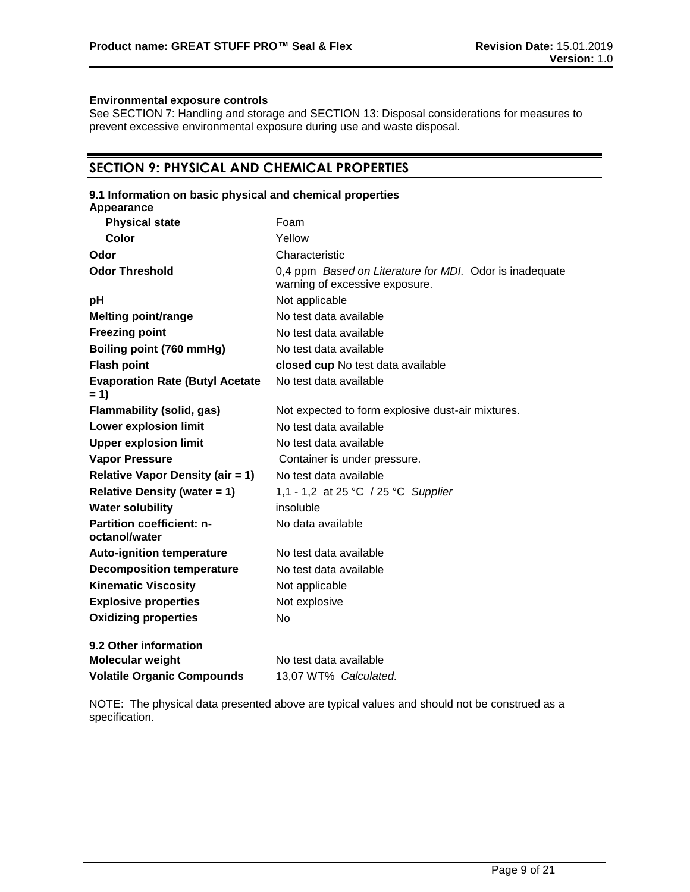**Environmental exposure controls**
See SECTION 7: Handling and storage and SECTION 13: Disposal considerations for measures to prevent excessive environmental exposure during use and waste disposal.

## SECTION 9: PHYSICAL AND CHEMICAL PROPERTIES

**9.1 Information on basic physical and chemical properties**

| | |
|---|---|
| **Appearance** | |
| **Physical state** | Foam |
| **Color** | Yellow |
| **Odor** | Characteristic |
| **Odor Threshold** | 0,4 ppm *Based on Literature for MDI.* Odor is inadequate warning of excessive exposure. |
| **pH** | Not applicable |
| **Melting point/range** | No test data available |
| **Freezing point** | No test data available |
| **Boiling point (760 mmHg)** | No test data available |
| **Flash point** | **closed cup** No test data available |
| **Evaporation Rate (Butyl Acetate = 1)** | No test data available |
| **Flammability (solid, gas)** | Not expected to form explosive dust-air mixtures. |
| **Lower explosion limit** | No test data available |
| **Upper explosion limit** | No test data available |
| **Vapor Pressure** | Container is under pressure. |
| **Relative Vapor Density (air = 1)** | No test data available |
| **Relative Density (water = 1)** | 1,1 - 1,2 at 25 °C / 25 °C *Supplier* |
| **Water solubility** | insoluble |
| **Partition coefficient: n-octanol/water** | No data available |
| **Auto-ignition temperature** | No test data available |
| **Decomposition temperature** | No test data available |
| **Kinematic Viscosity** | Not applicable |
| **Explosive properties** | Not explosive |
| **Oxidizing properties** | No |

**9.2 Other information**

| | |
|---|---|
| **Molecular weight** | No test data available |
| **Volatile Organic Compounds** | 13,07 WT% *Calculated.* |

NOTE: The physical data presented above are typical values and should not be construed as a specification.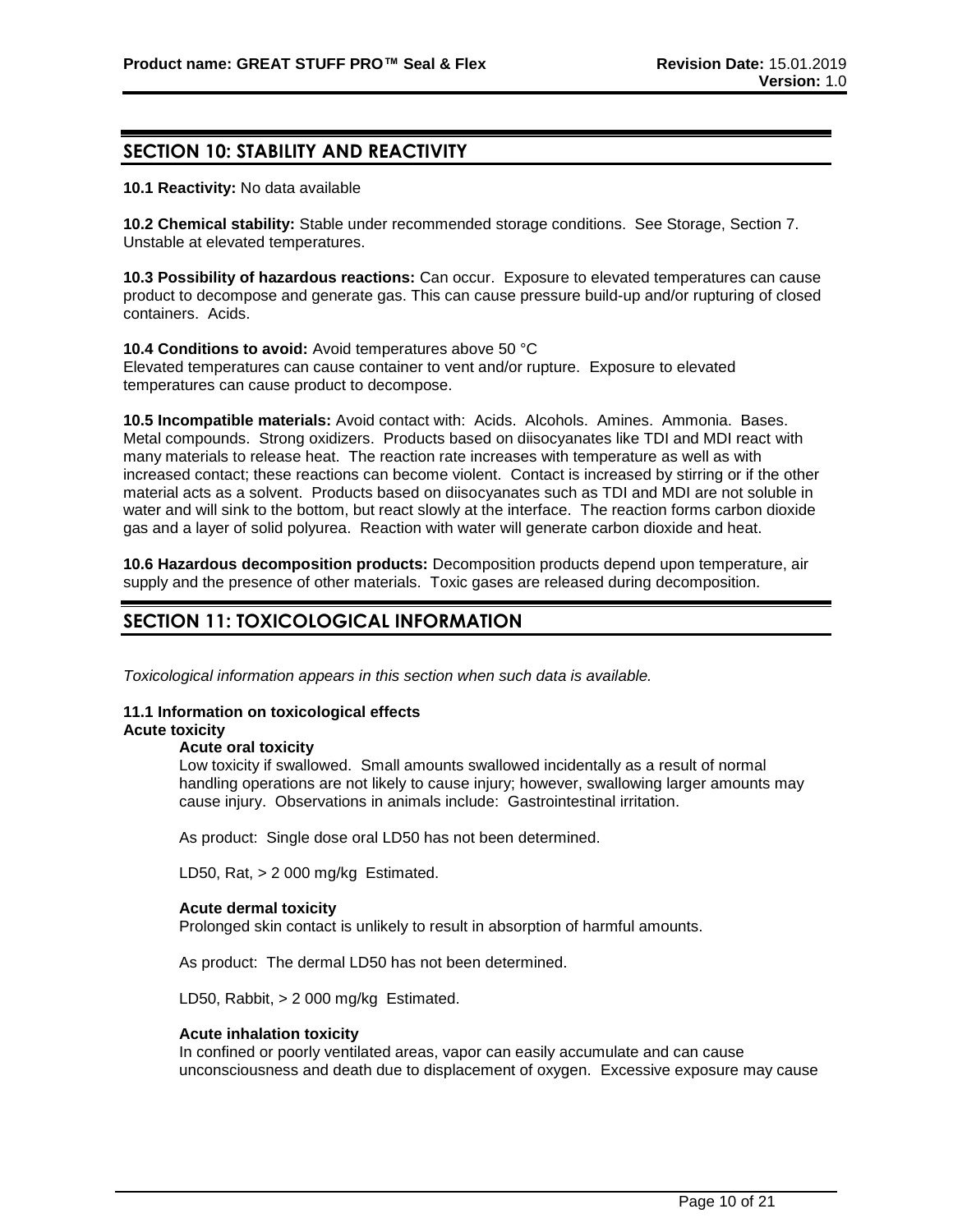## SECTION 10: STABILITY AND REACTIVITY

**10.1 Reactivity:** No data available

**10.2 Chemical stability:** Stable under recommended storage conditions. See Storage, Section 7. Unstable at elevated temperatures.

**10.3 Possibility of hazardous reactions:** Can occur. Exposure to elevated temperatures can cause product to decompose and generate gas. This can cause pressure build-up and/or rupturing of closed containers. Acids.

**10.4 Conditions to avoid:** Avoid temperatures above 50 °C
Elevated temperatures can cause container to vent and/or rupture. Exposure to elevated temperatures can cause product to decompose.

**10.5 Incompatible materials:** Avoid contact with: Acids. Alcohols. Amines. Ammonia. Bases. Metal compounds. Strong oxidizers. Products based on diisocyanates like TDI and MDI react with many materials to release heat. The reaction rate increases with temperature as well as with increased contact; these reactions can become violent. Contact is increased by stirring or if the other material acts as a solvent. Products based on diisocyanates such as TDI and MDI are not soluble in water and will sink to the bottom, but react slowly at the interface. The reaction forms carbon dioxide gas and a layer of solid polyurea. Reaction with water will generate carbon dioxide and heat.

**10.6 Hazardous decomposition products:** Decomposition products depend upon temperature, air supply and the presence of other materials. Toxic gases are released during decomposition.

## SECTION 11: TOXICOLOGICAL INFORMATION

*Toxicological information appears in this section when such data is available.*

**11.1 Information on toxicological effects**

**Acute toxicity**

**Acute oral toxicity**

Low toxicity if swallowed. Small amounts swallowed incidentally as a result of normal handling operations are not likely to cause injury; however, swallowing larger amounts may cause injury. Observations in animals include: Gastrointestinal irritation.

As product: Single dose oral LD50 has not been determined.

LD50, Rat, > 2 000 mg/kg Estimated.

**Acute dermal toxicity**

Prolonged skin contact is unlikely to result in absorption of harmful amounts.

As product: The dermal LD50 has not been determined.

LD50, Rabbit, > 2 000 mg/kg Estimated.

**Acute inhalation toxicity**

In confined or poorly ventilated areas, vapor can easily accumulate and can cause unconsciousness and death due to displacement of oxygen. Excessive exposure may cause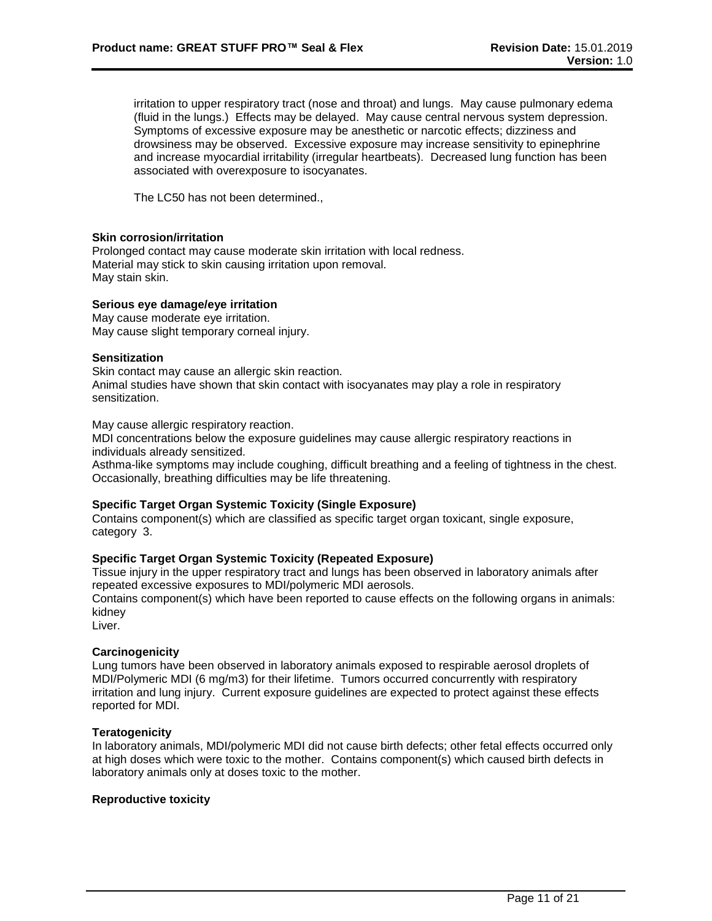irritation to upper respiratory tract (nose and throat) and lungs. May cause pulmonary edema (fluid in the lungs.) Effects may be delayed. May cause central nervous system depression. Symptoms of excessive exposure may be anesthetic or narcotic effects; dizziness and drowsiness may be observed. Excessive exposure may increase sensitivity to epinephrine and increase myocardial irritability (irregular heartbeats). Decreased lung function has been associated with overexposure to isocyanates.

The LC50 has not been determined.,

**Skin corrosion/irritation**

Prolonged contact may cause moderate skin irritation with local redness.
Material may stick to skin causing irritation upon removal.
May stain skin.

**Serious eye damage/eye irritation**

May cause moderate eye irritation.
May cause slight temporary corneal injury.

**Sensitization**

Skin contact may cause an allergic skin reaction.
Animal studies have shown that skin contact with isocyanates may play a role in respiratory sensitization.

May cause allergic respiratory reaction.
MDI concentrations below the exposure guidelines may cause allergic respiratory reactions in individuals already sensitized.
Asthma-like symptoms may include coughing, difficult breathing and a feeling of tightness in the chest. Occasionally, breathing difficulties may be life threatening.

**Specific Target Organ Systemic Toxicity (Single Exposure)**

Contains component(s) which are classified as specific target organ toxicant, single exposure, category 3.

**Specific Target Organ Systemic Toxicity (Repeated Exposure)**

Tissue injury in the upper respiratory tract and lungs has been observed in laboratory animals after repeated excessive exposures to MDI/polymeric MDI aerosols.
Contains component(s) which have been reported to cause effects on the following organs in animals:
kidney
Liver.

**Carcinogenicity**

Lung tumors have been observed in laboratory animals exposed to respirable aerosol droplets of MDI/Polymeric MDI (6 mg/m3) for their lifetime. Tumors occurred concurrently with respiratory irritation and lung injury. Current exposure guidelines are expected to protect against these effects reported for MDI.

**Teratogenicity**

In laboratory animals, MDI/polymeric MDI did not cause birth defects; other fetal effects occurred only at high doses which were toxic to the mother. Contains component(s) which caused birth defects in laboratory animals only at doses toxic to the mother.

**Reproductive toxicity**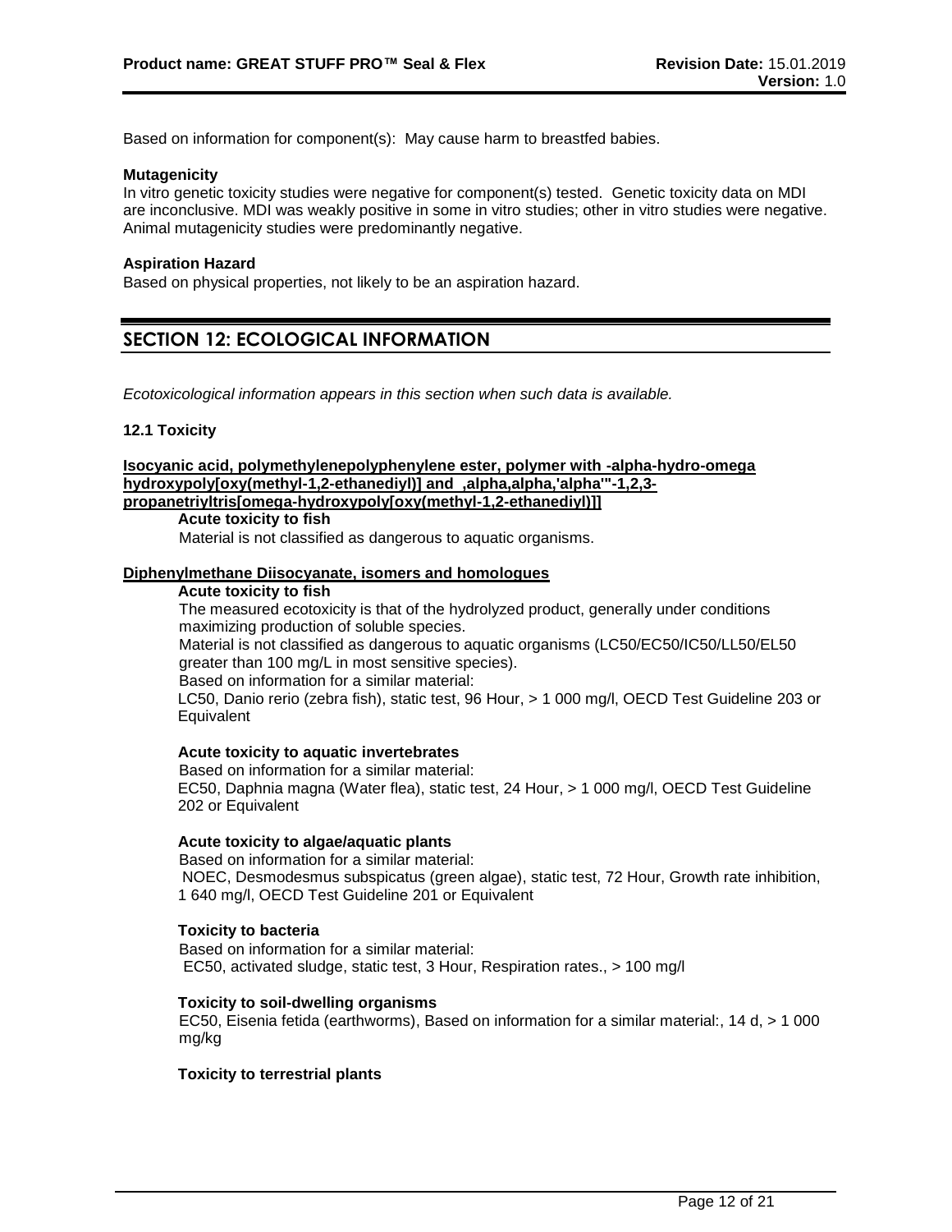Based on information for component(s): May cause harm to breastfed babies.

**Mutagenicity**

In vitro genetic toxicity studies were negative for component(s) tested. Genetic toxicity data on MDI are inconclusive. MDI was weakly positive in some in vitro studies; other in vitro studies were negative. Animal mutagenicity studies were predominantly negative.

**Aspiration Hazard**

Based on physical properties, not likely to be an aspiration hazard.

## SECTION 12: ECOLOGICAL INFORMATION

*Ecotoxicological information appears in this section when such data is available.*

**12.1 Toxicity**

**Isocyanic acid, polymethylenepolyphenylene ester, polymer with -alpha-hydro-omega hydroxypoly[oxy(methyl-1,2-ethanediyl)] and ,alpha,alpha,'alpha'''-1,2,3-propanetriyltris[omega-hydroxypoly[oxy(methyl-1,2-ethanediyl)]]**

**Acute toxicity to fish**

Material is not classified as dangerous to aquatic organisms.

**Diphenylmethane Diisocyanate, isomers and homologues**

**Acute toxicity to fish**

The measured ecotoxicity is that of the hydrolyzed product, generally under conditions maximizing production of soluble species.

Material is not classified as dangerous to aquatic organisms (LC50/EC50/IC50/LL50/EL50 greater than 100 mg/L in most sensitive species).

Based on information for a similar material:

LC50, Danio rerio (zebra fish), static test, 96 Hour, > 1 000 mg/l, OECD Test Guideline 203 or Equivalent

**Acute toxicity to aquatic invertebrates**

Based on information for a similar material:

EC50, Daphnia magna (Water flea), static test, 24 Hour, > 1 000 mg/l, OECD Test Guideline 202 or Equivalent

**Acute toxicity to algae/aquatic plants**

Based on information for a similar material:

NOEC, Desmodesmus subspicatus (green algae), static test, 72 Hour, Growth rate inhibition, 1 640 mg/l, OECD Test Guideline 201 or Equivalent

**Toxicity to bacteria**

Based on information for a similar material:

EC50, activated sludge, static test, 3 Hour, Respiration rates., > 100 mg/l

**Toxicity to soil-dwelling organisms**

EC50, Eisenia fetida (earthworms), Based on information for a similar material:, 14 d, > 1 000 mg/kg

**Toxicity to terrestrial plants**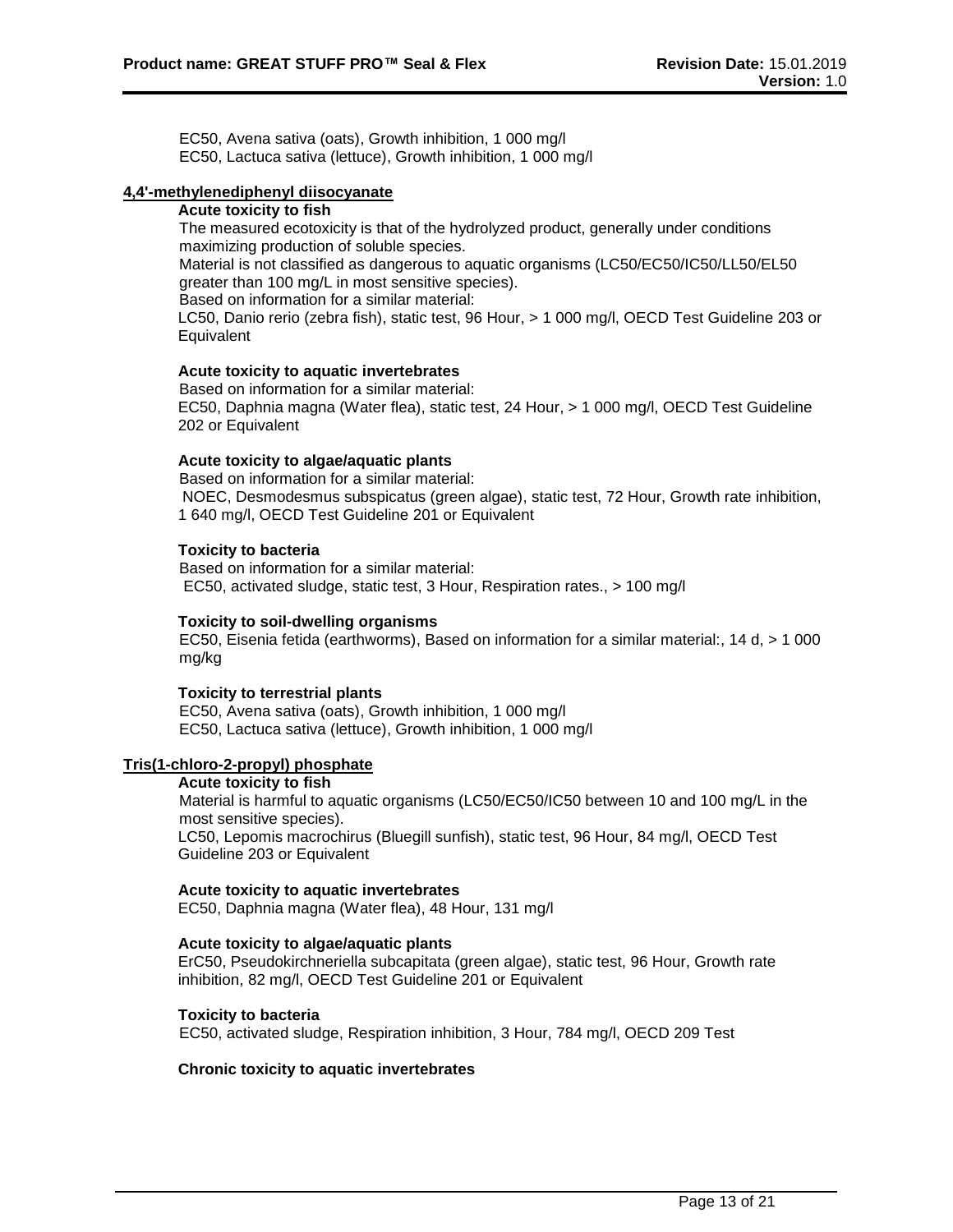EC50, Avena sativa (oats), Growth inhibition, 1 000 mg/l
EC50, Lactuca sativa (lettuce), Growth inhibition, 1 000 mg/l

**4,4'-methylenediphenyl diisocyanate**

**Acute toxicity to fish**

The measured ecotoxicity is that of the hydrolyzed product, generally under conditions maximizing production of soluble species.
Material is not classified as dangerous to aquatic organisms (LC50/EC50/IC50/LL50/EL50 greater than 100 mg/L in most sensitive species).
Based on information for a similar material:
LC50, Danio rerio (zebra fish), static test, 96 Hour, > 1 000 mg/l, OECD Test Guideline 203 or Equivalent

**Acute toxicity to aquatic invertebrates**

Based on information for a similar material:
EC50, Daphnia magna (Water flea), static test, 24 Hour, > 1 000 mg/l, OECD Test Guideline 202 or Equivalent

**Acute toxicity to algae/aquatic plants**

Based on information for a similar material:
NOEC, Desmodesmus subspicatus (green algae), static test, 72 Hour, Growth rate inhibition, 1 640 mg/l, OECD Test Guideline 201 or Equivalent

**Toxicity to bacteria**

Based on information for a similar material:
EC50, activated sludge, static test, 3 Hour, Respiration rates., > 100 mg/l

**Toxicity to soil-dwelling organisms**

EC50, Eisenia fetida (earthworms), Based on information for a similar material:, 14 d, > 1 000 mg/kg

**Toxicity to terrestrial plants**

EC50, Avena sativa (oats), Growth inhibition, 1 000 mg/l
EC50, Lactuca sativa (lettuce), Growth inhibition, 1 000 mg/l

**Tris(1-chloro-2-propyl) phosphate**

**Acute toxicity to fish**

Material is harmful to aquatic organisms (LC50/EC50/IC50 between 10 and 100 mg/L in the most sensitive species).
LC50, Lepomis macrochirus (Bluegill sunfish), static test, 96 Hour, 84 mg/l, OECD Test Guideline 203 or Equivalent

**Acute toxicity to aquatic invertebrates**

EC50, Daphnia magna (Water flea), 48 Hour, 131 mg/l

**Acute toxicity to algae/aquatic plants**

ErC50, Pseudokirchneriella subcapitata (green algae), static test, 96 Hour, Growth rate inhibition, 82 mg/l, OECD Test Guideline 201 or Equivalent

**Toxicity to bacteria**

EC50, activated sludge, Respiration inhibition, 3 Hour, 784 mg/l, OECD 209 Test

**Chronic toxicity to aquatic invertebrates**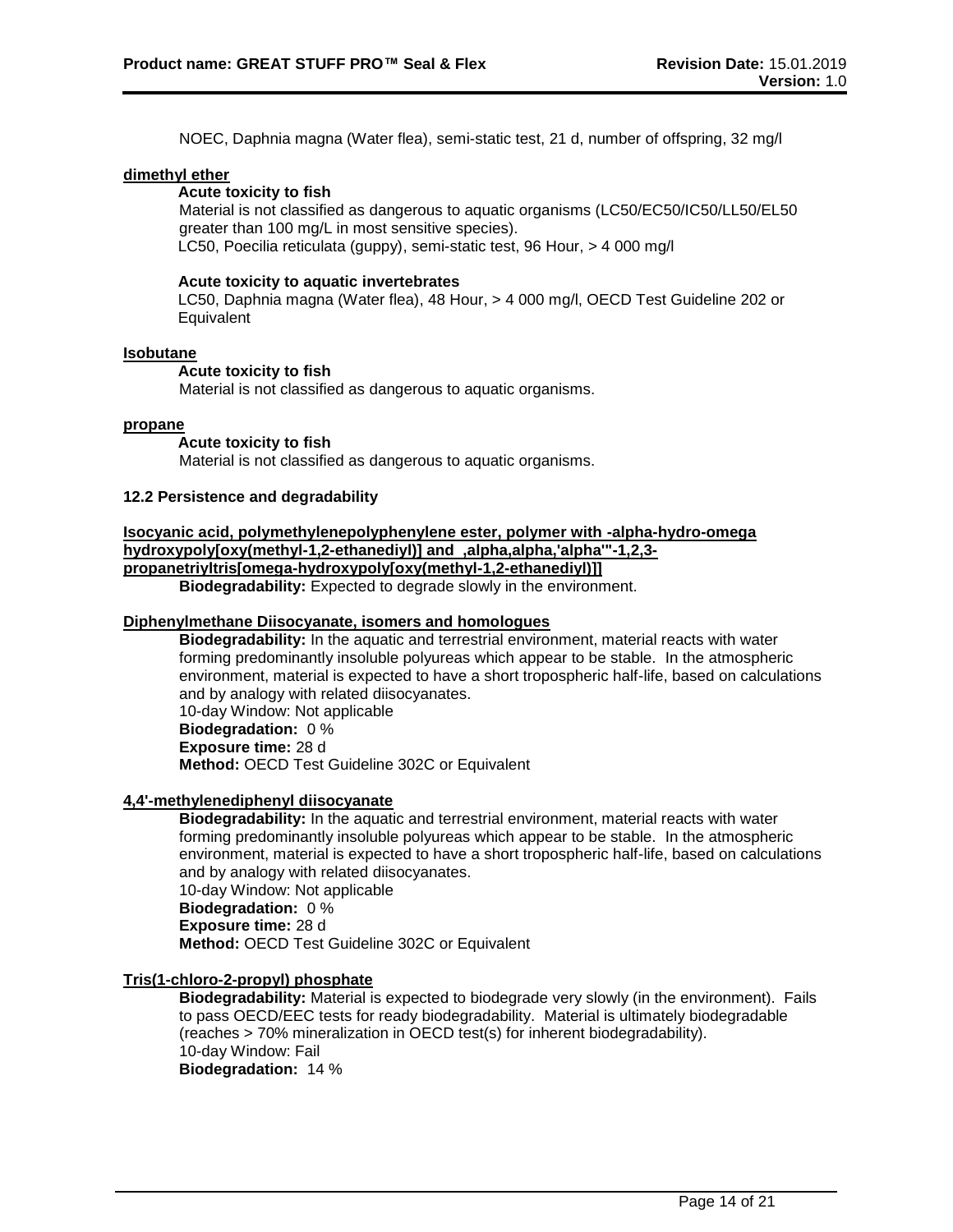NOEC, Daphnia magna (Water flea), semi-static test, 21 d, number of offspring, 32 mg/l

**dimethyl ether**

**Acute toxicity to fish**

Material is not classified as dangerous to aquatic organisms (LC50/EC50/IC50/LL50/EL50 greater than 100 mg/L in most sensitive species).
LC50, Poecilia reticulata (guppy), semi-static test, 96 Hour, > 4 000 mg/l

**Acute toxicity to aquatic invertebrates**

LC50, Daphnia magna (Water flea), 48 Hour, > 4 000 mg/l, OECD Test Guideline 202 or Equivalent

**Isobutane**

**Acute toxicity to fish**

Material is not classified as dangerous to aquatic organisms.

**propane**

**Acute toxicity to fish**

Material is not classified as dangerous to aquatic organisms.

**12.2 Persistence and degradability**

**Isocyanic acid, polymethylenepolyphenylene ester, polymer with -alpha-hydro-omega hydroxypoly[oxy(methyl-1,2-ethanediyl)] and ,alpha,alpha,'alpha'"-1,2,3-propanetriyltris[omega-hydroxypoly[oxy(methyl-1,2-ethanediyl)]]**

**Biodegradability:** Expected to degrade slowly in the environment.

**Diphenylmethane Diisocyanate, isomers and homologues**

**Biodegradability:** In the aquatic and terrestrial environment, material reacts with water forming predominantly insoluble polyureas which appear to be stable. In the atmospheric environment, material is expected to have a short tropospheric half-life, based on calculations and by analogy with related diisocyanates.
10-day Window: Not applicable
**Biodegradation:** 0 %
**Exposure time:** 28 d
**Method:** OECD Test Guideline 302C or Equivalent

**4,4'-methylenediphenyl diisocyanate**

**Biodegradability:** In the aquatic and terrestrial environment, material reacts with water forming predominantly insoluble polyureas which appear to be stable. In the atmospheric environment, material is expected to have a short tropospheric half-life, based on calculations and by analogy with related diisocyanates.
10-day Window: Not applicable
**Biodegradation:** 0 %
**Exposure time:** 28 d
**Method:** OECD Test Guideline 302C or Equivalent

**Tris(1-chloro-2-propyl) phosphate**

**Biodegradability:** Material is expected to biodegrade very slowly (in the environment). Fails to pass OECD/EEC tests for ready biodegradability. Material is ultimately biodegradable (reaches > 70% mineralization in OECD test(s) for inherent biodegradability).
10-day Window: Fail
**Biodegradation:** 14 %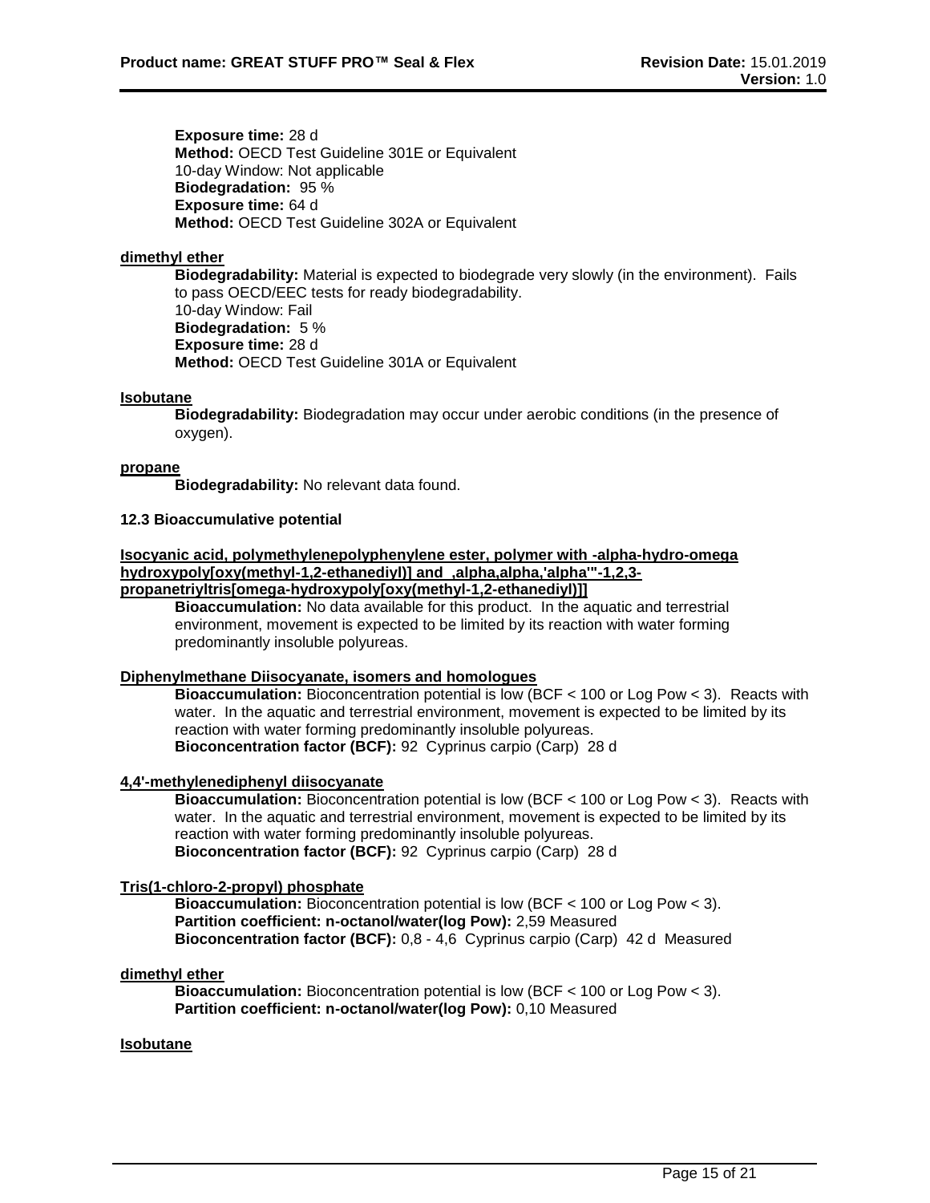**Exposure time:** 28 d
**Method:** OECD Test Guideline 301E or Equivalent
10-day Window: Not applicable
**Biodegradation:** 95 %
**Exposure time:** 64 d
**Method:** OECD Test Guideline 302A or Equivalent

**dimethyl ether**

**Biodegradability:** Material is expected to biodegrade very slowly (in the environment). Fails to pass OECD/EEC tests for ready biodegradability.
10-day Window: Fail
**Biodegradation:** 5 %
**Exposure time:** 28 d
**Method:** OECD Test Guideline 301A or Equivalent

**Isobutane**

**Biodegradability:** Biodegradation may occur under aerobic conditions (in the presence of oxygen).

**propane**

**Biodegradability:** No relevant data found.

### 12.3 Bioaccumulative potential

**Isocyanic acid, polymethylenepolyphenylene ester, polymer with -alpha-hydro-omega hydroxypoly[oxy(methyl-1,2-ethanediyl)] and ,alpha,alpha,'alpha'"-1,2,3-propanetriyltris[omega-hydroxypoly[oxy(methyl-1,2-ethanediyl)]]**

**Bioaccumulation:** No data available for this product. In the aquatic and terrestrial environment, movement is expected to be limited by its reaction with water forming predominantly insoluble polyureas.

**Diphenylmethane Diisocyanate, isomers and homologues**

**Bioaccumulation:** Bioconcentration potential is low (BCF < 100 or Log Pow < 3). Reacts with water. In the aquatic and terrestrial environment, movement is expected to be limited by its reaction with water forming predominantly insoluble polyureas.
**Bioconcentration factor (BCF):** 92 Cyprinus carpio (Carp) 28 d

**4,4'-methylenediphenyl diisocyanate**

**Bioaccumulation:** Bioconcentration potential is low (BCF < 100 or Log Pow < 3). Reacts with water. In the aquatic and terrestrial environment, movement is expected to be limited by its reaction with water forming predominantly insoluble polyureas.
**Bioconcentration factor (BCF):** 92 Cyprinus carpio (Carp) 28 d

**Tris(1-chloro-2-propyl) phosphate**

**Bioaccumulation:** Bioconcentration potential is low (BCF < 100 or Log Pow < 3).
**Partition coefficient: n-octanol/water(log Pow):** 2,59 Measured
**Bioconcentration factor (BCF):** 0,8 - 4,6 Cyprinus carpio (Carp) 42 d Measured

**dimethyl ether**

**Bioaccumulation:** Bioconcentration potential is low (BCF < 100 or Log Pow < 3).
**Partition coefficient: n-octanol/water(log Pow):** 0,10 Measured

**Isobutane**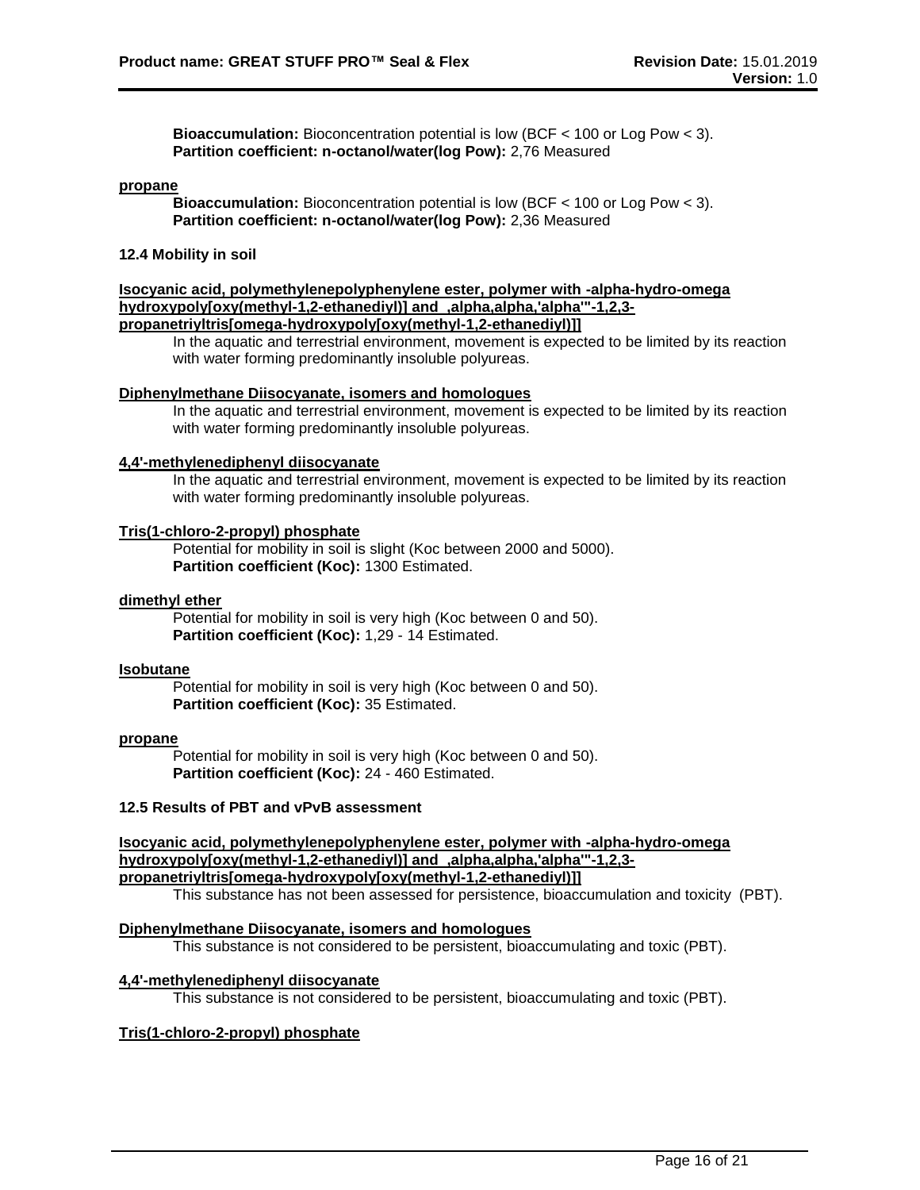**Bioaccumulation:** Bioconcentration potential is low (BCF < 100 or Log Pow < 3).
**Partition coefficient: n-octanol/water(log Pow):** 2,76 Measured

**propane**

**Bioaccumulation:** Bioconcentration potential is low (BCF < 100 or Log Pow < 3).
**Partition coefficient: n-octanol/water(log Pow):** 2,36 Measured

### 12.4 Mobility in soil

**Isocyanic acid, polymethylenepolyphenylene ester, polymer with -alpha-hydro-omega hydroxypoly[oxy(methyl-1,2-ethanediyl)] and ,alpha,alpha,'alpha'''-1,2,3-propanetriyltris[omega-hydroxypoly[oxy(methyl-1,2-ethanediyl)]]**

In the aquatic and terrestrial environment, movement is expected to be limited by its reaction with water forming predominantly insoluble polyureas.

**Diphenylmethane Diisocyanate, isomers and homologues**

In the aquatic and terrestrial environment, movement is expected to be limited by its reaction with water forming predominantly insoluble polyureas.

**4,4'-methylenediphenyl diisocyanate**

In the aquatic and terrestrial environment, movement is expected to be limited by its reaction with water forming predominantly insoluble polyureas.

**Tris(1-chloro-2-propyl) phosphate**

Potential for mobility in soil is slight (Koc between 2000 and 5000).
**Partition coefficient (Koc):** 1300 Estimated.

**dimethyl ether**

Potential for mobility in soil is very high (Koc between 0 and 50).
**Partition coefficient (Koc):** 1,29 - 14 Estimated.

**Isobutane**

Potential for mobility in soil is very high (Koc between 0 and 50).
**Partition coefficient (Koc):** 35 Estimated.

**propane**

Potential for mobility in soil is very high (Koc between 0 and 50).
**Partition coefficient (Koc):** 24 - 460 Estimated.

### 12.5 Results of PBT and vPvB assessment

**Isocyanic acid, polymethylenepolyphenylene ester, polymer with -alpha-hydro-omega hydroxypoly[oxy(methyl-1,2-ethanediyl)] and ,alpha,alpha,'alpha'''-1,2,3-propanetriyltris[omega-hydroxypoly[oxy(methyl-1,2-ethanediyl)]]**

This substance has not been assessed for persistence, bioaccumulation and toxicity (PBT).

**Diphenylmethane Diisocyanate, isomers and homologues**

This substance is not considered to be persistent, bioaccumulating and toxic (PBT).

**4,4'-methylenediphenyl diisocyanate**

This substance is not considered to be persistent, bioaccumulating and toxic (PBT).

**Tris(1-chloro-2-propyl) phosphate**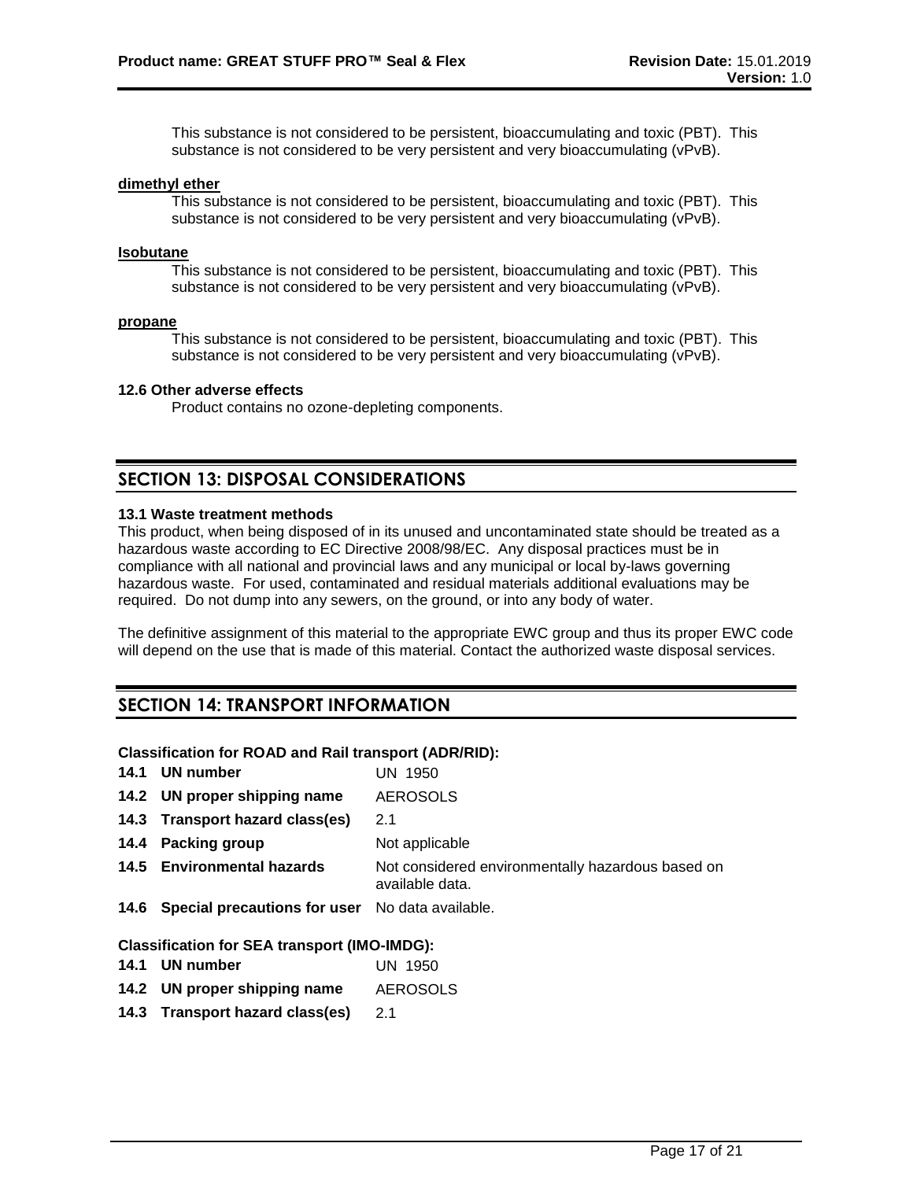This substance is not considered to be persistent, bioaccumulating and toxic (PBT). This substance is not considered to be very persistent and very bioaccumulating (vPvB).

**dimethyl ether**

This substance is not considered to be persistent, bioaccumulating and toxic (PBT). This substance is not considered to be very persistent and very bioaccumulating (vPvB).

**Isobutane**

This substance is not considered to be persistent, bioaccumulating and toxic (PBT). This substance is not considered to be very persistent and very bioaccumulating (vPvB).

**propane**

This substance is not considered to be persistent, bioaccumulating and toxic (PBT). This substance is not considered to be very persistent and very bioaccumulating (vPvB).

**12.6 Other adverse effects**

Product contains no ozone-depleting components.

## SECTION 13: DISPOSAL CONSIDERATIONS

**13.1 Waste treatment methods**

This product, when being disposed of in its unused and uncontaminated state should be treated as a hazardous waste according to EC Directive 2008/98/EC. Any disposal practices must be in compliance with all national and provincial laws and any municipal or local by-laws governing hazardous waste. For used, contaminated and residual materials additional evaluations may be required. Do not dump into any sewers, on the ground, or into any body of water.

The definitive assignment of this material to the appropriate EWC group and thus its proper EWC code will depend on the use that is made of this material. Contact the authorized waste disposal services.

## SECTION 14: TRANSPORT INFORMATION

**Classification for ROAD and Rail transport (ADR/RID):**

| | |
|---|---|
| **14.1 UN number** | UN 1950 |
| **14.2 UN proper shipping name** | AEROSOLS |
| **14.3 Transport hazard class(es)** | 2.1 |
| **14.4 Packing group** | Not applicable |
| **14.5 Environmental hazards** | Not considered environmentally hazardous based on available data. |
| **14.6 Special precautions for user** | No data available. |

**Classification for SEA transport (IMO-IMDG):**

| | |
|---|---|
| **14.1 UN number** | UN 1950 |
| **14.2 UN proper shipping name** | AEROSOLS |
| **14.3 Transport hazard class(es)** | 2.1 |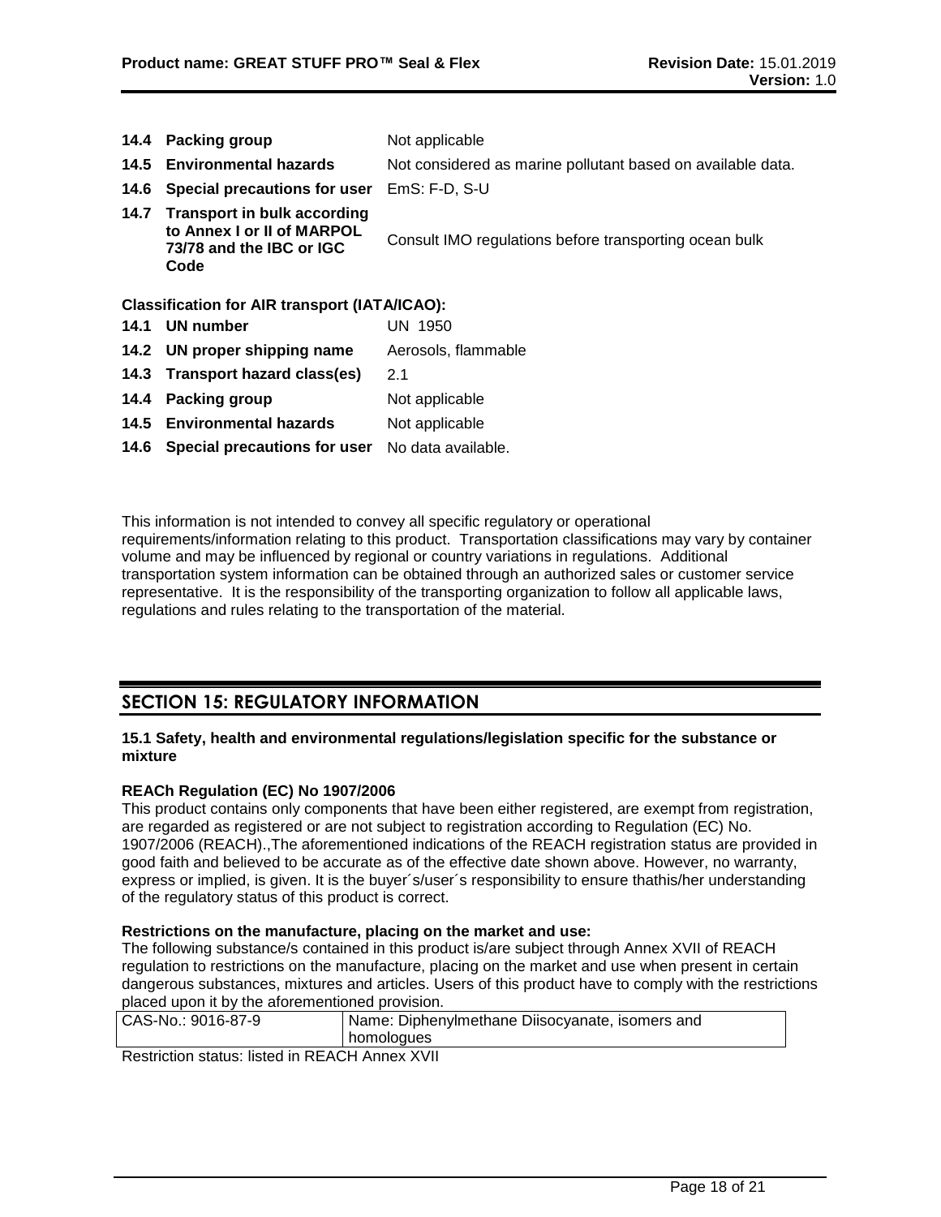| | | |
|---|---|---|
| **14.4** | **Packing group** | Not applicable |
| **14.5** | **Environmental hazards** | Not considered as marine pollutant based on available data. |
| **14.6** | **Special precautions for user** | EmS: F-D, S-U |
| **14.7** | **Transport in bulk according to Annex I or II of MARPOL 73/78 and the IBC or IGC Code** | Consult IMO regulations before transporting ocean bulk |

**Classification for AIR transport (IATA/ICAO):**

| | | |
|---|---|---|
| **14.1** | **UN number** | UN 1950 |
| **14.2** | **UN proper shipping name** | Aerosols, flammable |
| **14.3** | **Transport hazard class(es)** | 2.1 |
| **14.4** | **Packing group** | Not applicable |
| **14.5** | **Environmental hazards** | Not applicable |
| **14.6** | **Special precautions for user** | No data available. |

This information is not intended to convey all specific regulatory or operational requirements/information relating to this product. Transportation classifications may vary by container volume and may be influenced by regional or country variations in regulations. Additional transportation system information can be obtained through an authorized sales or customer service representative. It is the responsibility of the transporting organization to follow all applicable laws, regulations and rules relating to the transportation of the material.

## SECTION 15: REGULATORY INFORMATION

**15.1 Safety, health and environmental regulations/legislation specific for the substance or mixture**

**REACh Regulation (EC) No 1907/2006**

This product contains only components that have been either registered, are exempt from registration, are regarded as registered or are not subject to registration according to Regulation (EC) No. 1907/2006 (REACH).,The aforementioned indications of the REACH registration status are provided in good faith and believed to be accurate as of the effective date shown above. However, no warranty, express or implied, is given. It is the buyer´s/user´s responsibility to ensure thathis/her understanding of the regulatory status of this product is correct.

**Restrictions on the manufacture, placing on the market and use:**

The following substance/s contained in this product is/are subject through Annex XVII of REACH regulation to restrictions on the manufacture, placing on the market and use when present in certain dangerous substances, mixtures and articles. Users of this product have to comply with the restrictions placed upon it by the aforementioned provision.

| CAS-No.: 9016-87-9 | Name: Diphenylmethane Diisocyanate, isomers and homologues |
|---|---|

Restriction status: listed in REACH Annex XVII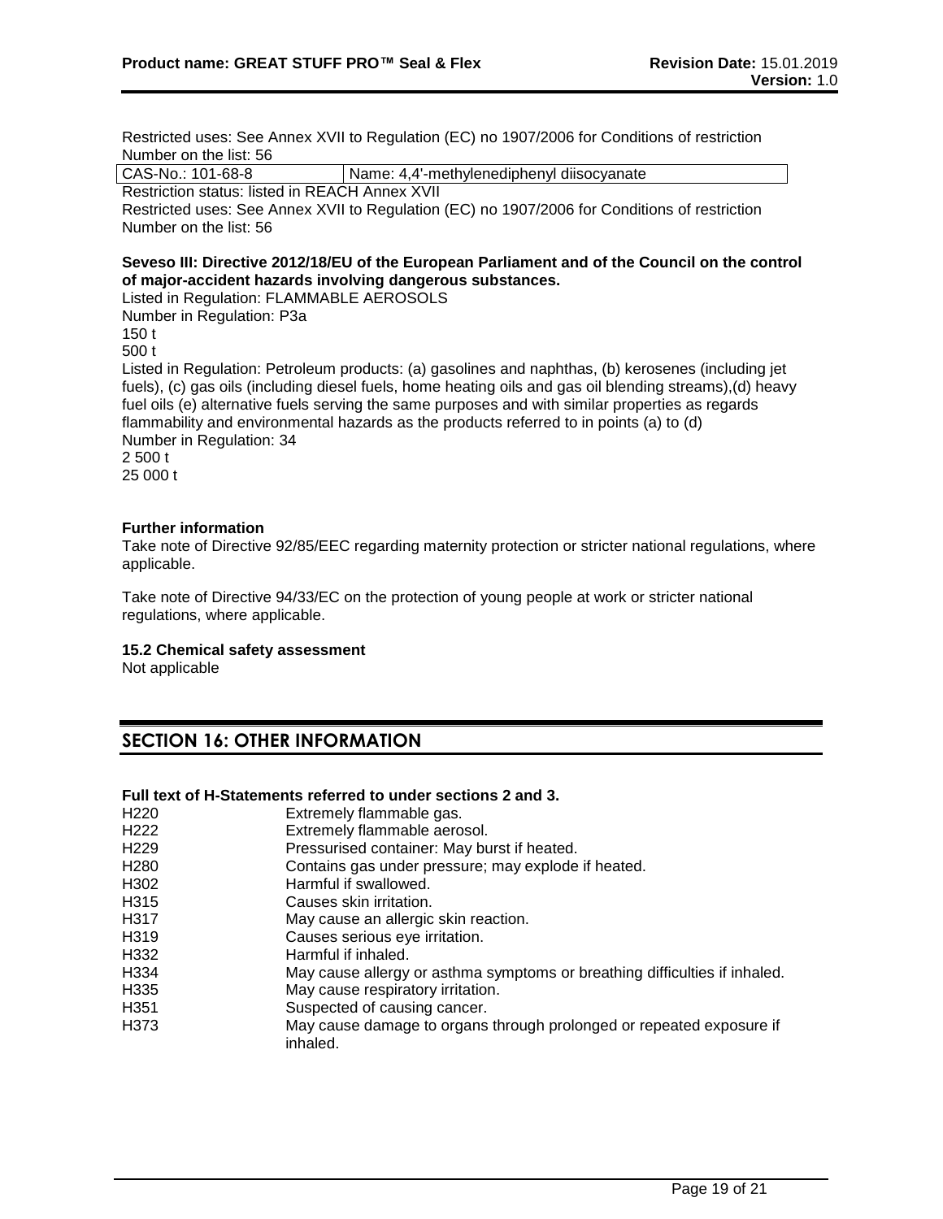Restricted uses: See Annex XVII to Regulation (EC) no 1907/2006 for Conditions of restriction
Number on the list: 56

| CAS-No.: 101-68-8 | Name: 4,4'-methylenediphenyl diisocyanate |
|---|---|

Restriction status: listed in REACH Annex XVII
Restricted uses: See Annex XVII to Regulation (EC) no 1907/2006 for Conditions of restriction
Number on the list: 56

**Seveso III: Directive 2012/18/EU of the European Parliament and of the Council on the control of major-accident hazards involving dangerous substances.**
Listed in Regulation: FLAMMABLE AEROSOLS
Number in Regulation: P3a
150 t
500 t
Listed in Regulation: Petroleum products: (a) gasolines and naphthas, (b) kerosenes (including jet fuels), (c) gas oils (including diesel fuels, home heating oils and gas oil blending streams),(d) heavy fuel oils (e) alternative fuels serving the same purposes and with similar properties as regards flammability and environmental hazards as the products referred to in points (a) to (d)
Number in Regulation: 34
2 500 t
25 000 t

**Further information**
Take note of Directive 92/85/EEC regarding maternity protection or stricter national regulations, where applicable.

Take note of Directive 94/33/EC on the protection of young people at work or stricter national regulations, where applicable.

**15.2 Chemical safety assessment**
Not applicable

## SECTION 16: OTHER INFORMATION

**Full text of H-Statements referred to under sections 2 and 3.**

| | |
|---|---|
| H220 | Extremely flammable gas. |
| H222 | Extremely flammable aerosol. |
| H229 | Pressurised container: May burst if heated. |
| H280 | Contains gas under pressure; may explode if heated. |
| H302 | Harmful if swallowed. |
| H315 | Causes skin irritation. |
| H317 | May cause an allergic skin reaction. |
| H319 | Causes serious eye irritation. |
| H332 | Harmful if inhaled. |
| H334 | May cause allergy or asthma symptoms or breathing difficulties if inhaled. |
| H335 | May cause respiratory irritation. |
| H351 | Suspected of causing cancer. |
| H373 | May cause damage to organs through prolonged or repeated exposure if inhaled. |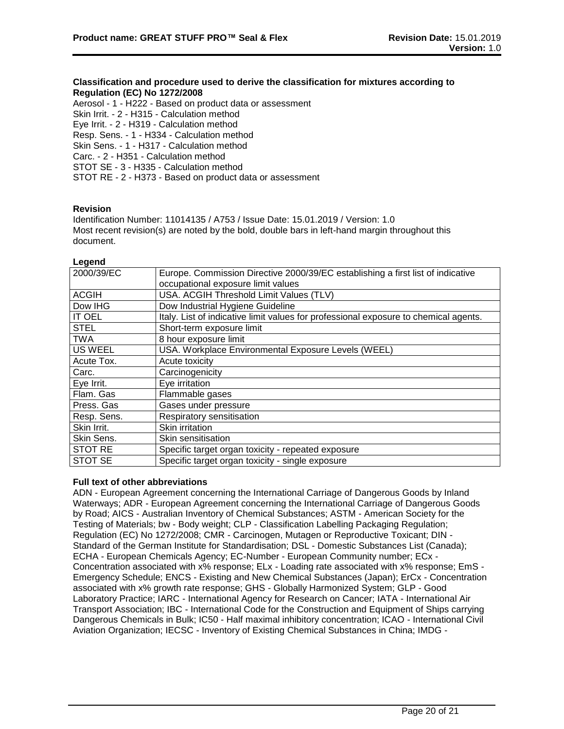**Classification and procedure used to derive the classification for mixtures according to Regulation (EC) No 1272/2008**

Aerosol - 1 - H222 - Based on product data or assessment
Skin Irrit. - 2 - H315 - Calculation method
Eye Irrit. - 2 - H319 - Calculation method
Resp. Sens. - 1 - H334 - Calculation method
Skin Sens. - 1 - H317 - Calculation method
Carc. - 2 - H351 - Calculation method
STOT SE - 3 - H335 - Calculation method
STOT RE - 2 - H373 - Based on product data or assessment

**Revision**

Identification Number: 11014135 / A753 / Issue Date: 15.01.2019 / Version: 1.0
Most recent revision(s) are noted by the bold, double bars in left-hand margin throughout this document.

**Legend**

| | |
|---|---|
| 2000/39/EC | Europe. Commission Directive 2000/39/EC establishing a first list of indicative occupational exposure limit values |
| ACGIH | USA. ACGIH Threshold Limit Values (TLV) |
| Dow IHG | Dow Industrial Hygiene Guideline |
| IT OEL | Italy. List of indicative limit values for professional exposure to chemical agents. |
| STEL | Short-term exposure limit |
| TWA | 8 hour exposure limit |
| US WEEL | USA. Workplace Environmental Exposure Levels (WEEL) |
| Acute Tox. | Acute toxicity |
| Carc. | Carcinogenicity |
| Eye Irrit. | Eye irritation |
| Flam. Gas | Flammable gases |
| Press. Gas | Gases under pressure |
| Resp. Sens. | Respiratory sensitisation |
| Skin Irrit. | Skin irritation |
| Skin Sens. | Skin sensitisation |
| STOT RE | Specific target organ toxicity - repeated exposure |
| STOT SE | Specific target organ toxicity - single exposure |

**Full text of other abbreviations**

ADN - European Agreement concerning the International Carriage of Dangerous Goods by Inland Waterways; ADR - European Agreement concerning the International Carriage of Dangerous Goods by Road; AICS - Australian Inventory of Chemical Substances; ASTM - American Society for the Testing of Materials; bw - Body weight; CLP - Classification Labelling Packaging Regulation; Regulation (EC) No 1272/2008; CMR - Carcinogen, Mutagen or Reproductive Toxicant; DIN - Standard of the German Institute for Standardisation; DSL - Domestic Substances List (Canada); ECHA - European Chemicals Agency; EC-Number - European Community number; ECx - Concentration associated with x% response; ELx - Loading rate associated with x% response; EmS - Emergency Schedule; ENCS - Existing and New Chemical Substances (Japan); ErCx - Concentration associated with x% growth rate response; GHS - Globally Harmonized System; GLP - Good Laboratory Practice; IARC - International Agency for Research on Cancer; IATA - International Air Transport Association; IBC - International Code for the Construction and Equipment of Ships carrying Dangerous Chemicals in Bulk; IC50 - Half maximal inhibitory concentration; ICAO - International Civil Aviation Organization; IECSC - Inventory of Existing Chemical Substances in China; IMDG -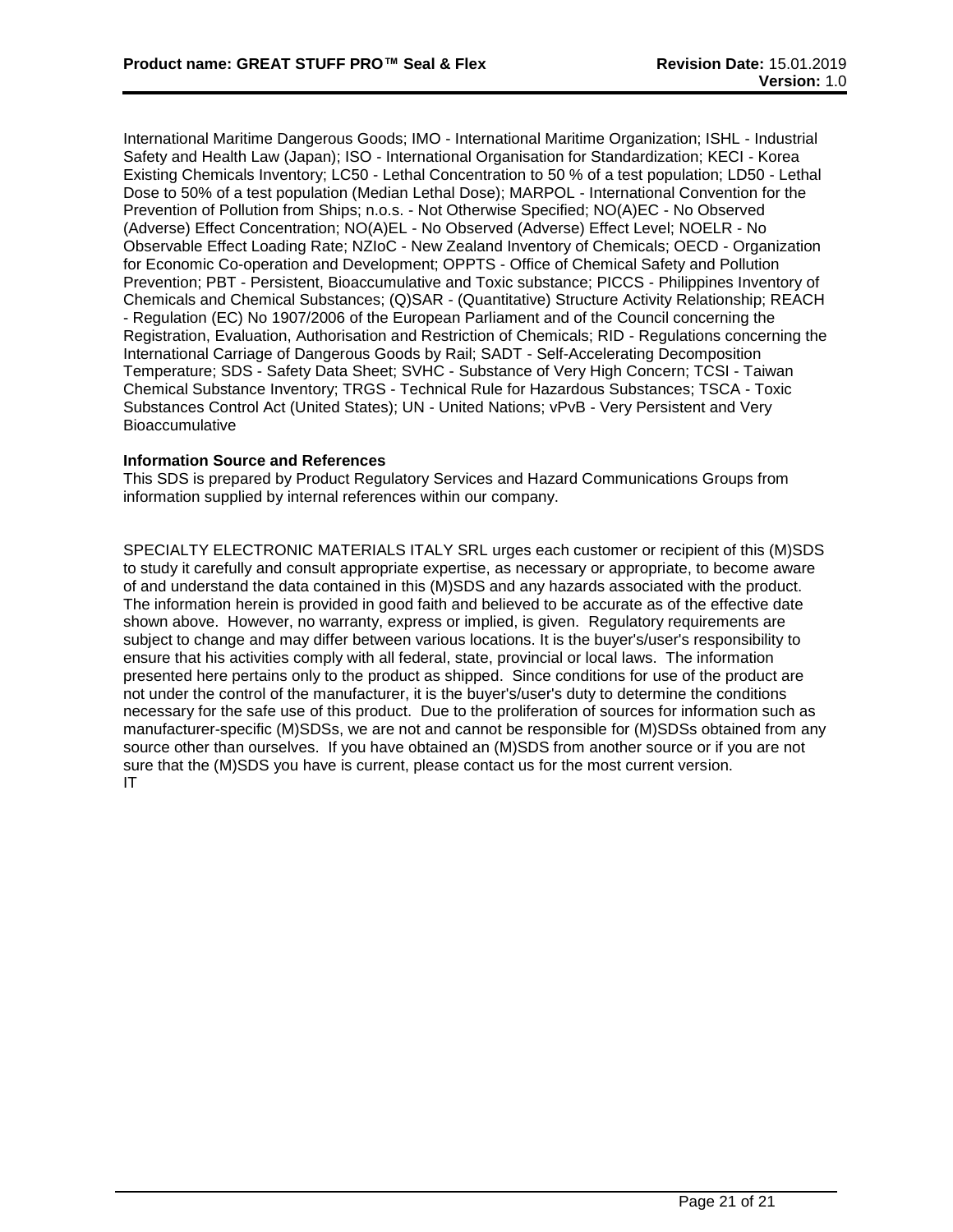International Maritime Dangerous Goods; IMO - International Maritime Organization; ISHL - Industrial Safety and Health Law (Japan); ISO - International Organisation for Standardization; KECI - Korea Existing Chemicals Inventory; LC50 - Lethal Concentration to 50 % of a test population; LD50 - Lethal Dose to 50% of a test population (Median Lethal Dose); MARPOL - International Convention for the Prevention of Pollution from Ships; n.o.s. - Not Otherwise Specified; NO(A)EC - No Observed (Adverse) Effect Concentration; NO(A)EL - No Observed (Adverse) Effect Level; NOELR - No Observable Effect Loading Rate; NZIoC - New Zealand Inventory of Chemicals; OECD - Organization for Economic Co-operation and Development; OPPTS - Office of Chemical Safety and Pollution Prevention; PBT - Persistent, Bioaccumulative and Toxic substance; PICCS - Philippines Inventory of Chemicals and Chemical Substances; (Q)SAR - (Quantitative) Structure Activity Relationship; REACH - Regulation (EC) No 1907/2006 of the European Parliament and of the Council concerning the Registration, Evaluation, Authorisation and Restriction of Chemicals; RID - Regulations concerning the International Carriage of Dangerous Goods by Rail; SADT - Self-Accelerating Decomposition Temperature; SDS - Safety Data Sheet; SVHC - Substance of Very High Concern; TCSI - Taiwan Chemical Substance Inventory; TRGS - Technical Rule for Hazardous Substances; TSCA - Toxic Substances Control Act (United States); UN - United Nations; vPvB - Very Persistent and Very Bioaccumulative

**Information Source and References**

This SDS is prepared by Product Regulatory Services and Hazard Communications Groups from information supplied by internal references within our company.

SPECIALTY ELECTRONIC MATERIALS ITALY SRL urges each customer or recipient of this (M)SDS to study it carefully and consult appropriate expertise, as necessary or appropriate, to become aware of and understand the data contained in this (M)SDS and any hazards associated with the product. The information herein is provided in good faith and believed to be accurate as of the effective date shown above. However, no warranty, express or implied, is given. Regulatory requirements are subject to change and may differ between various locations. It is the buyer's/user's responsibility to ensure that his activities comply with all federal, state, provincial or local laws. The information presented here pertains only to the product as shipped. Since conditions for use of the product are not under the control of the manufacturer, it is the buyer's/user's duty to determine the conditions necessary for the safe use of this product. Due to the proliferation of sources for information such as manufacturer-specific (M)SDSs, we are not and cannot be responsible for (M)SDSs obtained from any source other than ourselves. If you have obtained an (M)SDS from another source or if you are not sure that the (M)SDS you have is current, please contact us for the most current version.
IT